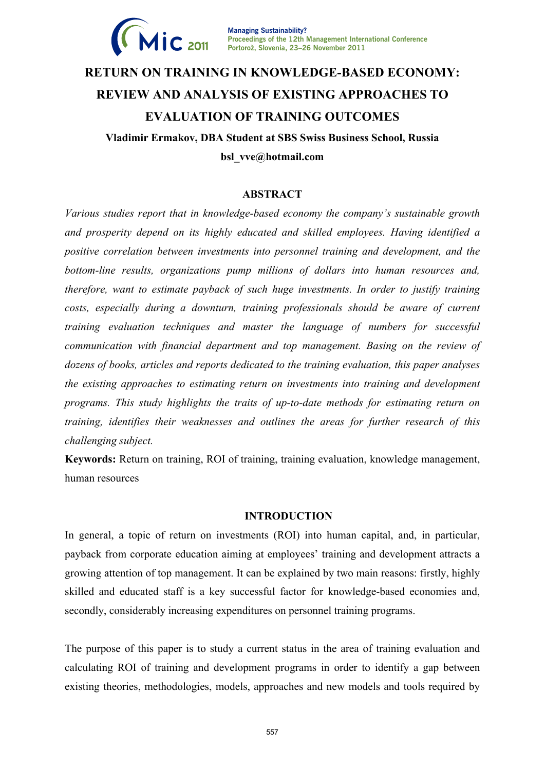# RETURN ON TRAINING IN KNOWLEDGE-BASED ECONOMY: REVIEW AND ANALYSIS OF EXISTING APPROACHES TO EVALUATION OF TRAINING OUTCOMES

**Vladimir Ermakov, DBA Student at SBS Swiss Business School, Russia**

**bsl_vve@hotmail.com**

## ABSTRACT

*Various studies report that in knowledge-based economy the company's sustainable growth and prosperity depend on its highly educated and skilled employees. Having identified a positive correlation between investments into personnel training and development, and the bottom-line results, organizations pump millions of dollars into human resources and, therefore, want to estimate payback of such huge investments. In order to justify training costs, especially during a downturn, training professionals should be aware of current training evaluation techniques and master the language of numbers for successful communication with financial department and top management. Basing on the review of dozens of books, articles and reports dedicated to the training evaluation, this paper analyses the existing approaches to estimating return on investments into training and development programs. This study highlights the traits of up-to-date methods for estimating return on training, identifies their weaknesses and outlines the areas for further research of this challenging subject.*

**Keywords:** Return on training, ROI of training, training evaluation, knowledge management, human resources

## INTRODUCTION

In general, a topic of return on investments (ROI) into human capital, and, in particular, payback from corporate education aiming at employees' training and development attracts a growing attention of top management. It can be explained by two main reasons: firstly, highly skilled and educated staff is a key successful factor for knowledge-based economies and, secondly, considerably increasing expenditures on personnel training programs.

The purpose of this paper is to study a current status in the area of training evaluation and calculating ROI of training and development programs in order to identify a gap between existing theories, methodologies, models, approaches and new models and tools required by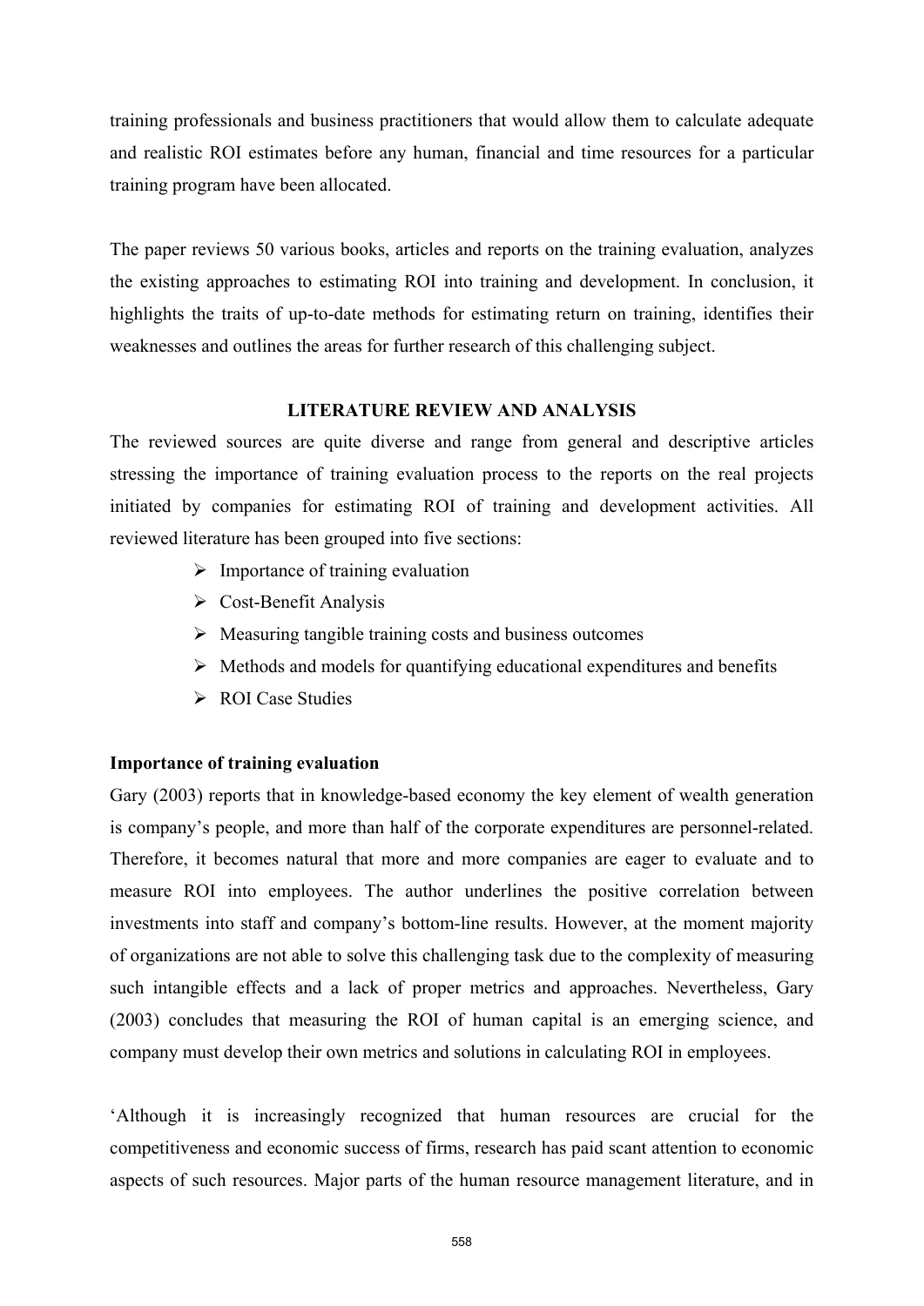training professionals and business practitioners that would allow them to calculate adequate and realistic ROI estimates before any human, financial and time resources for a particular training program have been allocated.

The paper reviews 50 various books, articles and reports on the training evaluation, analyzes the existing approaches to estimating ROI into training and development. In conclusion, it highlights the traits of up-to-date methods for estimating return on training, identifies their weaknesses and outlines the areas for further research of this challenging subject.

## LITERATURE REVIEW AND ANALYSIS

The reviewed sources are quite diverse and range from general and descriptive articles stressing the importance of training evaluation process to the reports on the real projects initiated by companies for estimating ROI of training and development activities. All reviewed literature has been grouped into five sections:

- Importance of training evaluation
- Cost-Benefit Analysis
- Measuring tangible training costs and business outcomes
- Methods and models for quantifying educational expenditures and benefits
- ROI Case Studies

### Importance of training evaluation

Gary (2003) reports that in knowledge-based economy the key element of wealth generation is company's people, and more than half of the corporate expenditures are personnel-related. Therefore, it becomes natural that more and more companies are eager to evaluate and to measure ROI into employees. The author underlines the positive correlation between investments into staff and company's bottom-line results. However, at the moment majority of organizations are not able to solve this challenging task due to the complexity of measuring such intangible effects and a lack of proper metrics and approaches. Nevertheless, Gary (2003) concludes that measuring the ROI of human capital is an emerging science, and company must develop their own metrics and solutions in calculating ROI in employees.

'Although it is increasingly recognized that human resources are crucial for the competitiveness and economic success of firms, research has paid scant attention to economic aspects of such resources. Major parts of the human resource management literature, and in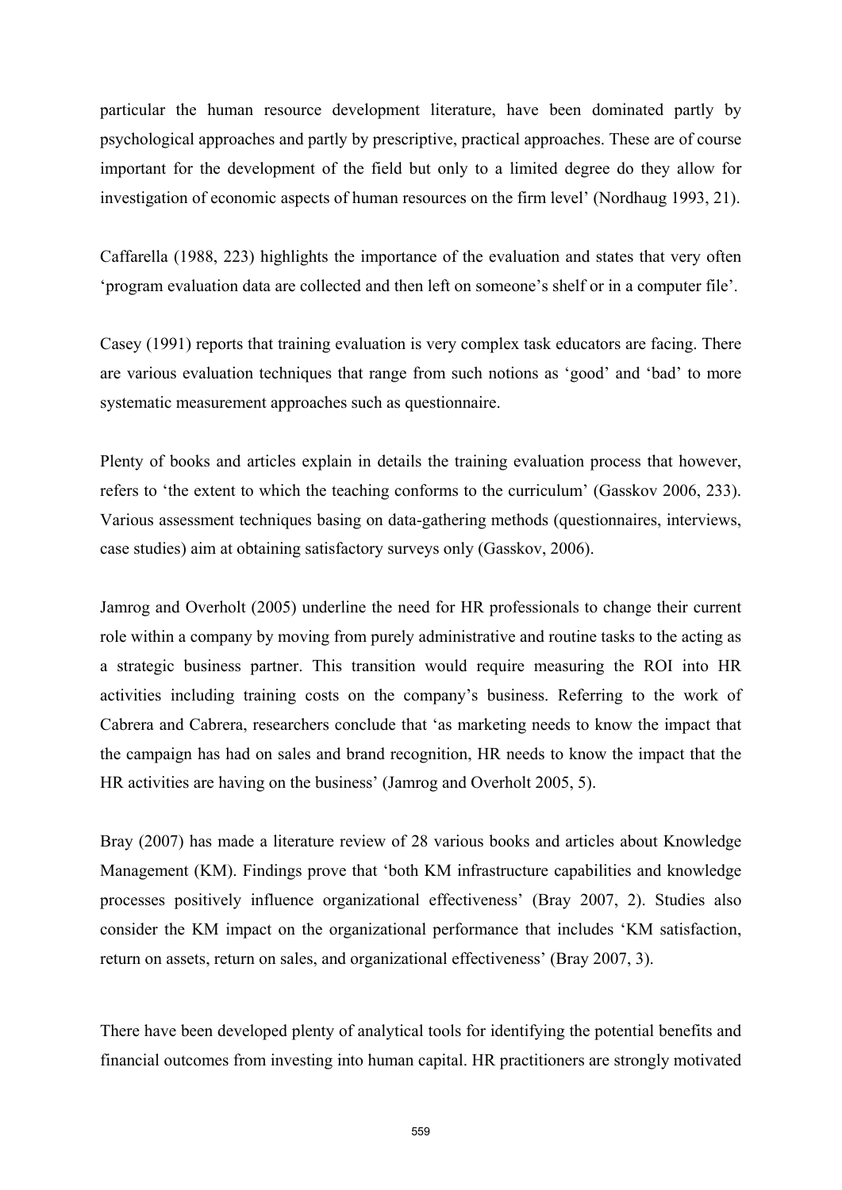particular the human resource development literature, have been dominated partly by psychological approaches and partly by prescriptive, practical approaches. These are of course important for the development of the field but only to a limited degree do they allow for investigation of economic aspects of human resources on the firm level' (Nordhaug 1993, 21).

Caffarella (1988, 223) highlights the importance of the evaluation and states that very often 'program evaluation data are collected and then left on someone's shelf or in a computer file'.

Casey (1991) reports that training evaluation is very complex task educators are facing. There are various evaluation techniques that range from such notions as 'good' and 'bad' to more systematic measurement approaches such as questionnaire.

Plenty of books and articles explain in details the training evaluation process that however, refers to 'the extent to which the teaching conforms to the curriculum' (Gasskov 2006, 233). Various assessment techniques basing on data-gathering methods (questionnaires, interviews, case studies) aim at obtaining satisfactory surveys only (Gasskov, 2006).

Jamrog and Overholt (2005) underline the need for HR professionals to change their current role within a company by moving from purely administrative and routine tasks to the acting as a strategic business partner. This transition would require measuring the ROI into HR activities including training costs on the company's business. Referring to the work of Cabrera and Cabrera, researchers conclude that 'as marketing needs to know the impact that the campaign has had on sales and brand recognition, HR needs to know the impact that the HR activities are having on the business' (Jamrog and Overholt 2005, 5).

Bray (2007) has made a literature review of 28 various books and articles about Knowledge Management (KM). Findings prove that 'both KM infrastructure capabilities and knowledge processes positively influence organizational effectiveness' (Bray 2007, 2). Studies also consider the KM impact on the organizational performance that includes 'KM satisfaction, return on assets, return on sales, and organizational effectiveness' (Bray 2007, 3).

There have been developed plenty of analytical tools for identifying the potential benefits and financial outcomes from investing into human capital. HR practitioners are strongly motivated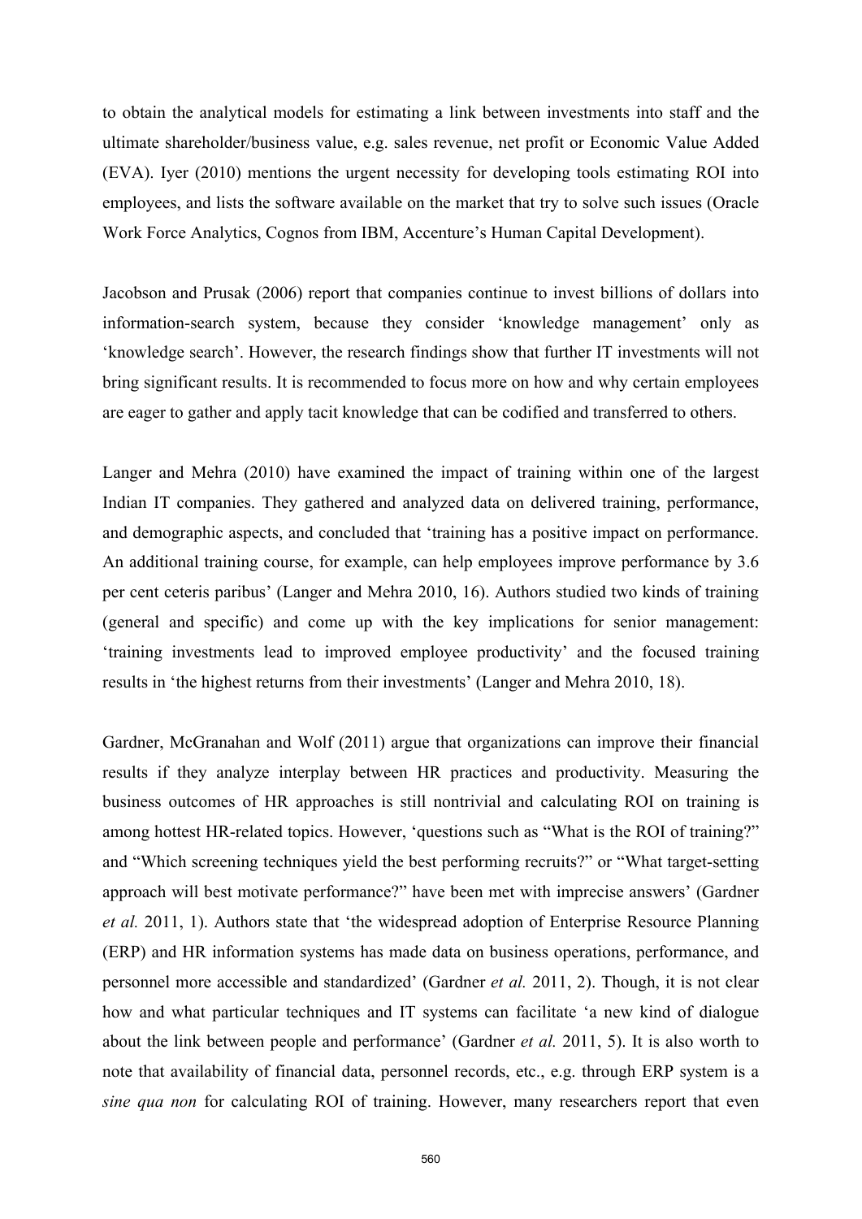to obtain the analytical models for estimating a link between investments into staff and the ultimate shareholder/business value, e.g. sales revenue, net profit or Economic Value Added (EVA). Iyer (2010) mentions the urgent necessity for developing tools estimating ROI into employees, and lists the software available on the market that try to solve such issues (Oracle Work Force Analytics, Cognos from IBM, Accenture's Human Capital Development).

Jacobson and Prusak (2006) report that companies continue to invest billions of dollars into information-search system, because they consider 'knowledge management' only as 'knowledge search'. However, the research findings show that further IT investments will not bring significant results. It is recommended to focus more on how and why certain employees are eager to gather and apply tacit knowledge that can be codified and transferred to others.

Langer and Mehra (2010) have examined the impact of training within one of the largest Indian IT companies. They gathered and analyzed data on delivered training, performance, and demographic aspects, and concluded that 'training has a positive impact on performance. An additional training course, for example, can help employees improve performance by 3.6 per cent ceteris paribus' (Langer and Mehra 2010, 16). Authors studied two kinds of training (general and specific) and come up with the key implications for senior management: 'training investments lead to improved employee productivity' and the focused training results in 'the highest returns from their investments' (Langer and Mehra 2010, 18).

Gardner, McGranahan and Wolf (2011) argue that organizations can improve their financial results if they analyze interplay between HR practices and productivity. Measuring the business outcomes of HR approaches is still nontrivial and calculating ROI on training is among hottest HR-related topics. However, 'questions such as "What is the ROI of training?" and "Which screening techniques yield the best performing recruits?" or "What target-setting approach will best motivate performance?" have been met with imprecise answers' (Gardner *et al.* 2011, 1). Authors state that 'the widespread adoption of Enterprise Resource Planning (ERP) and HR information systems has made data on business operations, performance, and personnel more accessible and standardized' (Gardner *et al.* 2011, 2). Though, it is not clear how and what particular techniques and IT systems can facilitate 'a new kind of dialogue about the link between people and performance' (Gardner *et al.* 2011, 5). It is also worth to note that availability of financial data, personnel records, etc., e.g. through ERP system is a *sine qua non* for calculating ROI of training. However, many researchers report that even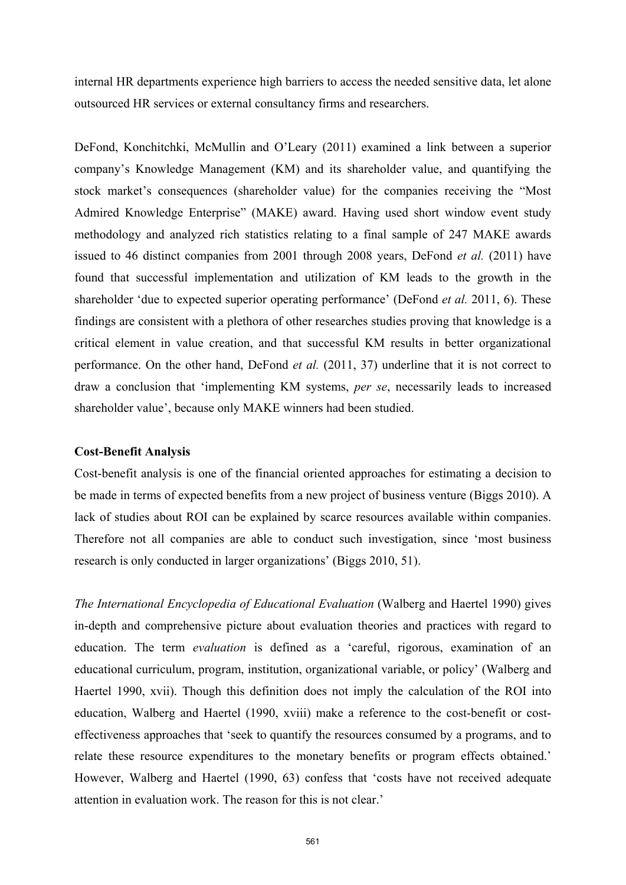internal HR departments experience high barriers to access the needed sensitive data, let alone outsourced HR services or external consultancy firms and researchers.

DeFond, Konchitchki, McMullin and O'Leary (2011) examined a link between a superior company's Knowledge Management (KM) and its shareholder value, and quantifying the stock market's consequences (shareholder value) for the companies receiving the "Most Admired Knowledge Enterprise" (MAKE) award. Having used short window event study methodology and analyzed rich statistics relating to a final sample of 247 MAKE awards issued to 46 distinct companies from 2001 through 2008 years, DeFond *et al.* (2011) have found that successful implementation and utilization of KM leads to the growth in the shareholder 'due to expected superior operating performance' (DeFond *et al.* 2011, 6). These findings are consistent with a plethora of other researches studies proving that knowledge is a critical element in value creation, and that successful KM results in better organizational performance. On the other hand, DeFond *et al.* (2011, 37) underline that it is not correct to draw a conclusion that 'implementing KM systems, *per se*, necessarily leads to increased shareholder value', because only MAKE winners had been studied.

**Cost-Benefit Analysis**

Cost-benefit analysis is one of the financial oriented approaches for estimating a decision to be made in terms of expected benefits from a new project of business venture (Biggs 2010). A lack of studies about ROI can be explained by scarce resources available within companies. Therefore not all companies are able to conduct such investigation, since 'most business research is only conducted in larger organizations' (Biggs 2010, 51).

*The International Encyclopedia of Educational Evaluation* (Walberg and Haertel 1990) gives in-depth and comprehensive picture about evaluation theories and practices with regard to education. The term *evaluation* is defined as a 'careful, rigorous, examination of an educational curriculum, program, institution, organizational variable, or policy' (Walberg and Haertel 1990, xvii). Though this definition does not imply the calculation of the ROI into education, Walberg and Haertel (1990, xviii) make a reference to the cost-benefit or cost-effectiveness approaches that 'seek to quantify the resources consumed by a programs, and to relate these resource expenditures to the monetary benefits or program effects obtained.' However, Walberg and Haertel (1990, 63) confess that 'costs have not received adequate attention in evaluation work. The reason for this is not clear.'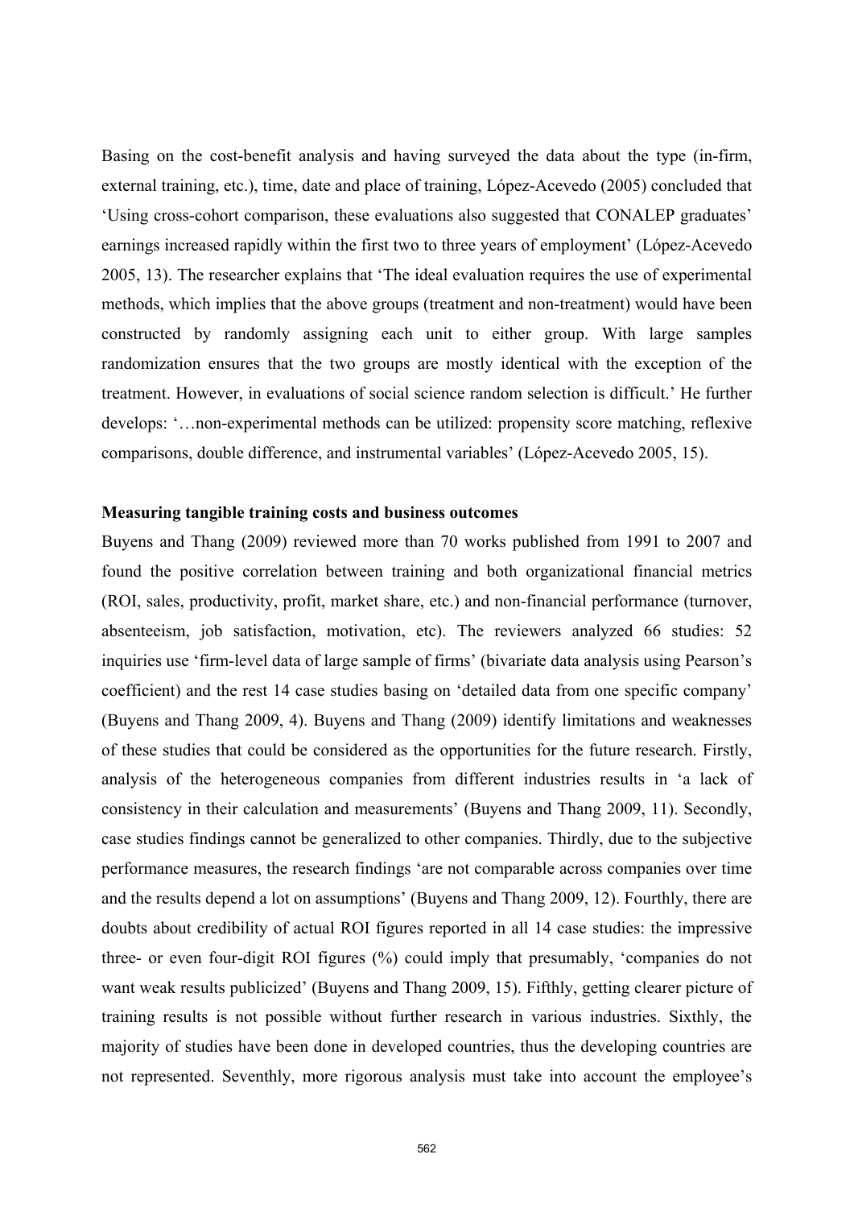Basing on the cost-benefit analysis and having surveyed the data about the type (in-firm, external training, etc.), time, date and place of training, López-Acevedo (2005) concluded that 'Using cross-cohort comparison, these evaluations also suggested that CONALEP graduates' earnings increased rapidly within the first two to three years of employment' (López-Acevedo 2005, 13). The researcher explains that 'The ideal evaluation requires the use of experimental methods, which implies that the above groups (treatment and non-treatment) would have been constructed by randomly assigning each unit to either group. With large samples randomization ensures that the two groups are mostly identical with the exception of the treatment. However, in evaluations of social science random selection is difficult.' He further develops: '…non-experimental methods can be utilized: propensity score matching, reflexive comparisons, double difference, and instrumental variables' (López-Acevedo 2005, 15).

**Measuring tangible training costs and business outcomes**

Buyens and Thang (2009) reviewed more than 70 works published from 1991 to 2007 and found the positive correlation between training and both organizational financial metrics (ROI, sales, productivity, profit, market share, etc.) and non-financial performance (turnover, absenteeism, job satisfaction, motivation, etc). The reviewers analyzed 66 studies: 52 inquiries use 'firm-level data of large sample of firms' (bivariate data analysis using Pearson's coefficient) and the rest 14 case studies basing on 'detailed data from one specific company' (Buyens and Thang 2009, 4). Buyens and Thang (2009) identify limitations and weaknesses of these studies that could be considered as the opportunities for the future research. Firstly, analysis of the heterogeneous companies from different industries results in 'a lack of consistency in their calculation and measurements' (Buyens and Thang 2009, 11). Secondly, case studies findings cannot be generalized to other companies. Thirdly, due to the subjective performance measures, the research findings 'are not comparable across companies over time and the results depend a lot on assumptions' (Buyens and Thang 2009, 12). Fourthly, there are doubts about credibility of actual ROI figures reported in all 14 case studies: the impressive three- or even four-digit ROI figures (%) could imply that presumably, 'companies do not want weak results publicized' (Buyens and Thang 2009, 15). Fifthly, getting clearer picture of training results is not possible without further research in various industries. Sixthly, the majority of studies have been done in developed countries, thus the developing countries are not represented. Seventhly, more rigorous analysis must take into account the employee's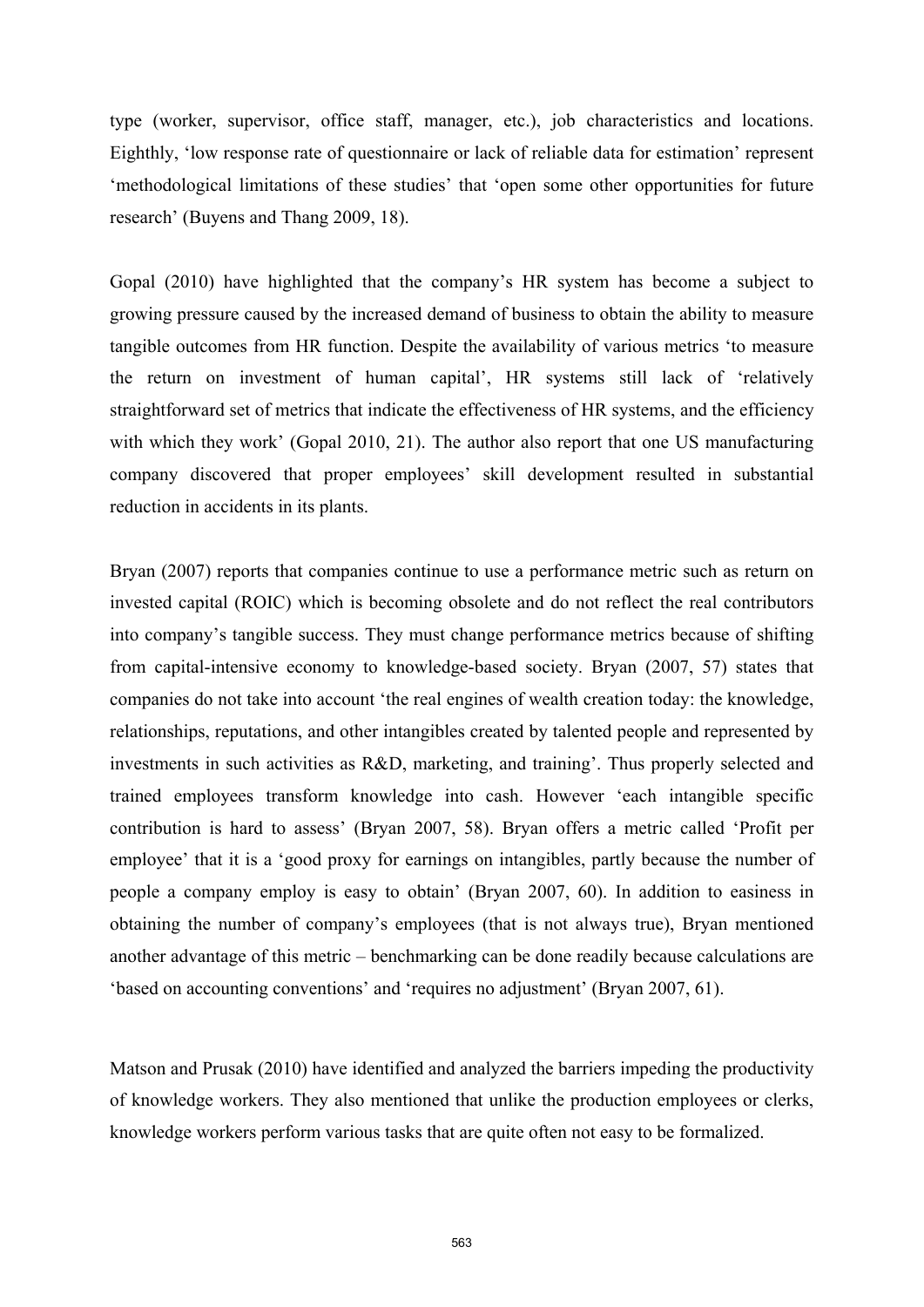type (worker, supervisor, office staff, manager, etc.), job characteristics and locations. Eighthly, 'low response rate of questionnaire or lack of reliable data for estimation' represent 'methodological limitations of these studies' that 'open some other opportunities for future research' (Buyens and Thang 2009, 18).

Gopal (2010) have highlighted that the company's HR system has become a subject to growing pressure caused by the increased demand of business to obtain the ability to measure tangible outcomes from HR function. Despite the availability of various metrics 'to measure the return on investment of human capital', HR systems still lack of 'relatively straightforward set of metrics that indicate the effectiveness of HR systems, and the efficiency with which they work' (Gopal 2010, 21). The author also report that one US manufacturing company discovered that proper employees' skill development resulted in substantial reduction in accidents in its plants.

Bryan (2007) reports that companies continue to use a performance metric such as return on invested capital (ROIC) which is becoming obsolete and do not reflect the real contributors into company's tangible success. They must change performance metrics because of shifting from capital-intensive economy to knowledge-based society. Bryan (2007, 57) states that companies do not take into account 'the real engines of wealth creation today: the knowledge, relationships, reputations, and other intangibles created by talented people and represented by investments in such activities as R&D, marketing, and training'. Thus properly selected and trained employees transform knowledge into cash. However 'each intangible specific contribution is hard to assess' (Bryan 2007, 58). Bryan offers a metric called 'Profit per employee' that it is a 'good proxy for earnings on intangibles, partly because the number of people a company employ is easy to obtain' (Bryan 2007, 60). In addition to easiness in obtaining the number of company's employees (that is not always true), Bryan mentioned another advantage of this metric – benchmarking can be done readily because calculations are 'based on accounting conventions' and 'requires no adjustment' (Bryan 2007, 61).

Matson and Prusak (2010) have identified and analyzed the barriers impeding the productivity of knowledge workers. They also mentioned that unlike the production employees or clerks, knowledge workers perform various tasks that are quite often not easy to be formalized.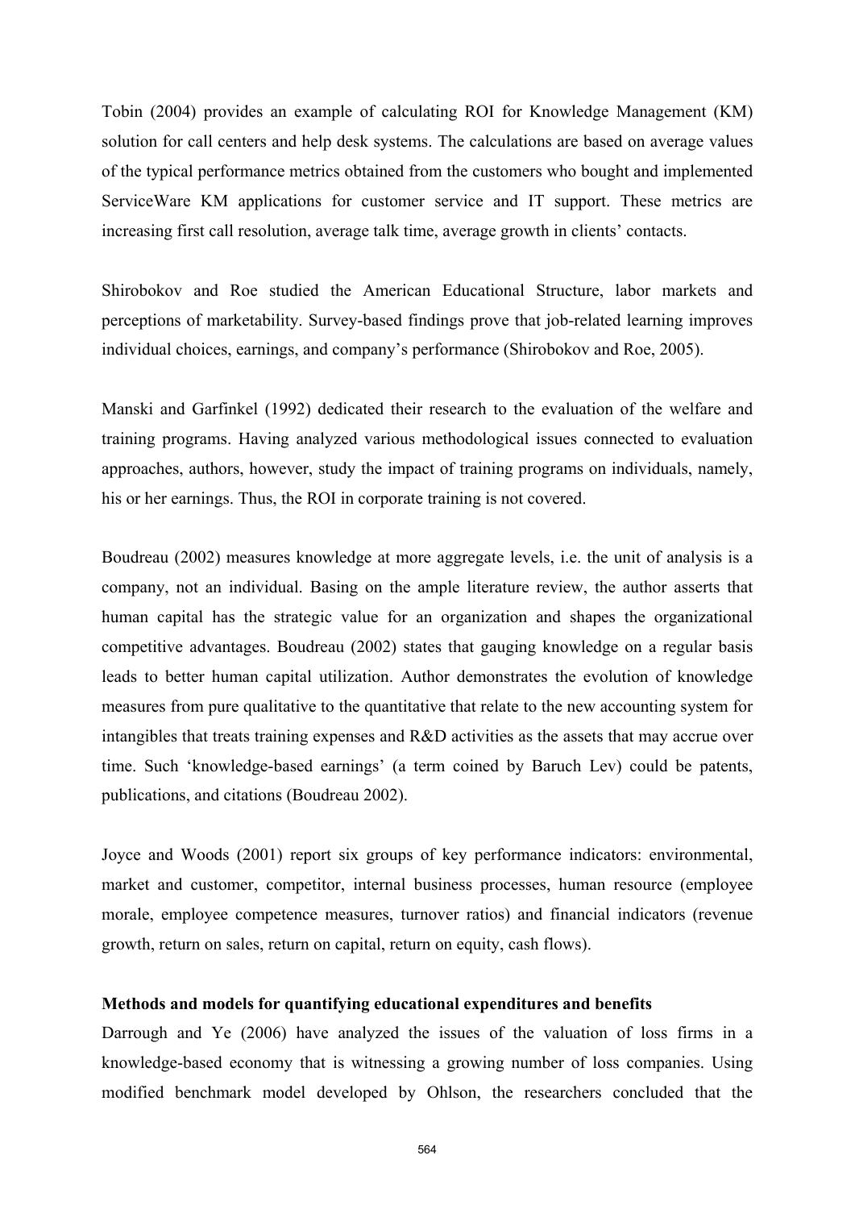Tobin (2004) provides an example of calculating ROI for Knowledge Management (KM) solution for call centers and help desk systems. The calculations are based on average values of the typical performance metrics obtained from the customers who bought and implemented ServiceWare KM applications for customer service and IT support. These metrics are increasing first call resolution, average talk time, average growth in clients' contacts.

Shirobokov and Roe studied the American Educational Structure, labor markets and perceptions of marketability. Survey-based findings prove that job-related learning improves individual choices, earnings, and company's performance (Shirobokov and Roe, 2005).

Manski and Garfinkel (1992) dedicated their research to the evaluation of the welfare and training programs. Having analyzed various methodological issues connected to evaluation approaches, authors, however, study the impact of training programs on individuals, namely, his or her earnings. Thus, the ROI in corporate training is not covered.

Boudreau (2002) measures knowledge at more aggregate levels, i.e. the unit of analysis is a company, not an individual. Basing on the ample literature review, the author asserts that human capital has the strategic value for an organization and shapes the organizational competitive advantages. Boudreau (2002) states that gauging knowledge on a regular basis leads to better human capital utilization. Author demonstrates the evolution of knowledge measures from pure qualitative to the quantitative that relate to the new accounting system for intangibles that treats training expenses and R&D activities as the assets that may accrue over time. Such 'knowledge-based earnings' (a term coined by Baruch Lev) could be patents, publications, and citations (Boudreau 2002).

Joyce and Woods (2001) report six groups of key performance indicators: environmental, market and customer, competitor, internal business processes, human resource (employee morale, employee competence measures, turnover ratios) and financial indicators (revenue growth, return on sales, return on capital, return on equity, cash flows).

**Methods and models for quantifying educational expenditures and benefits**

Darrough and Ye (2006) have analyzed the issues of the valuation of loss firms in a knowledge-based economy that is witnessing a growing number of loss companies. Using modified benchmark model developed by Ohlson, the researchers concluded that the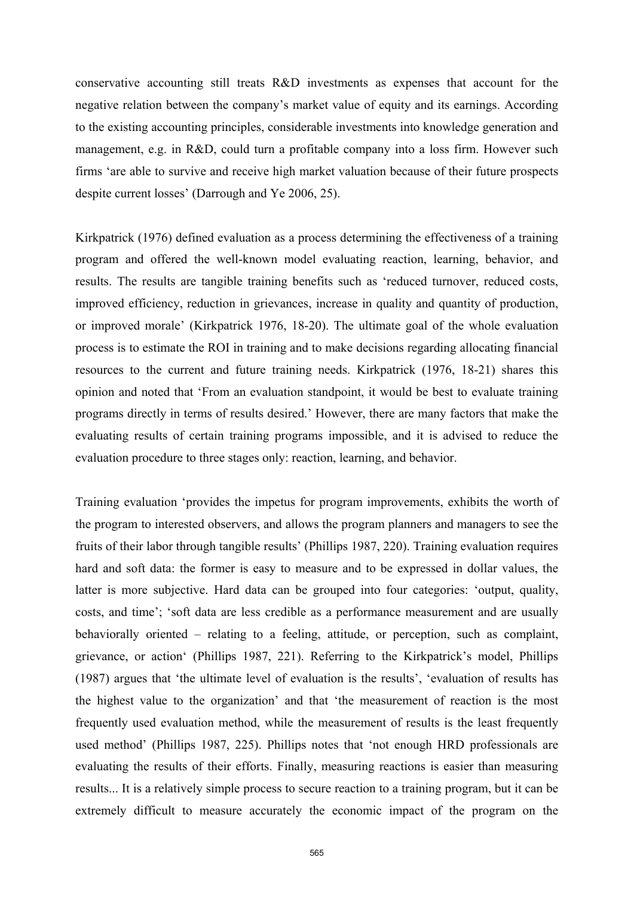conservative accounting still treats R&D investments as expenses that account for the negative relation between the company's market value of equity and its earnings. According to the existing accounting principles, considerable investments into knowledge generation and management, e.g. in R&D, could turn a profitable company into a loss firm. However such firms 'are able to survive and receive high market valuation because of their future prospects despite current losses' (Darrough and Ye 2006, 25).

Kirkpatrick (1976) defined evaluation as a process determining the effectiveness of a training program and offered the well-known model evaluating reaction, learning, behavior, and results. The results are tangible training benefits such as 'reduced turnover, reduced costs, improved efficiency, reduction in grievances, increase in quality and quantity of production, or improved morale' (Kirkpatrick 1976, 18-20). The ultimate goal of the whole evaluation process is to estimate the ROI in training and to make decisions regarding allocating financial resources to the current and future training needs. Kirkpatrick (1976, 18-21) shares this opinion and noted that 'From an evaluation standpoint, it would be best to evaluate training programs directly in terms of results desired.' However, there are many factors that make the evaluating results of certain training programs impossible, and it is advised to reduce the evaluation procedure to three stages only: reaction, learning, and behavior.

Training evaluation 'provides the impetus for program improvements, exhibits the worth of the program to interested observers, and allows the program planners and managers to see the fruits of their labor through tangible results' (Phillips 1987, 220). Training evaluation requires hard and soft data: the former is easy to measure and to be expressed in dollar values, the latter is more subjective. Hard data can be grouped into four categories: 'output, quality, costs, and time'; 'soft data are less credible as a performance measurement and are usually behaviorally oriented – relating to a feeling, attitude, or perception, such as complaint, grievance, or action' (Phillips 1987, 221). Referring to the Kirkpatrick's model, Phillips (1987) argues that 'the ultimate level of evaluation is the results', 'evaluation of results has the highest value to the organization' and that 'the measurement of reaction is the most frequently used evaluation method, while the measurement of results is the least frequently used method' (Phillips 1987, 225). Phillips notes that 'not enough HRD professionals are evaluating the results of their efforts. Finally, measuring reactions is easier than measuring results... It is a relatively simple process to secure reaction to a training program, but it can be extremely difficult to measure accurately the economic impact of the program on the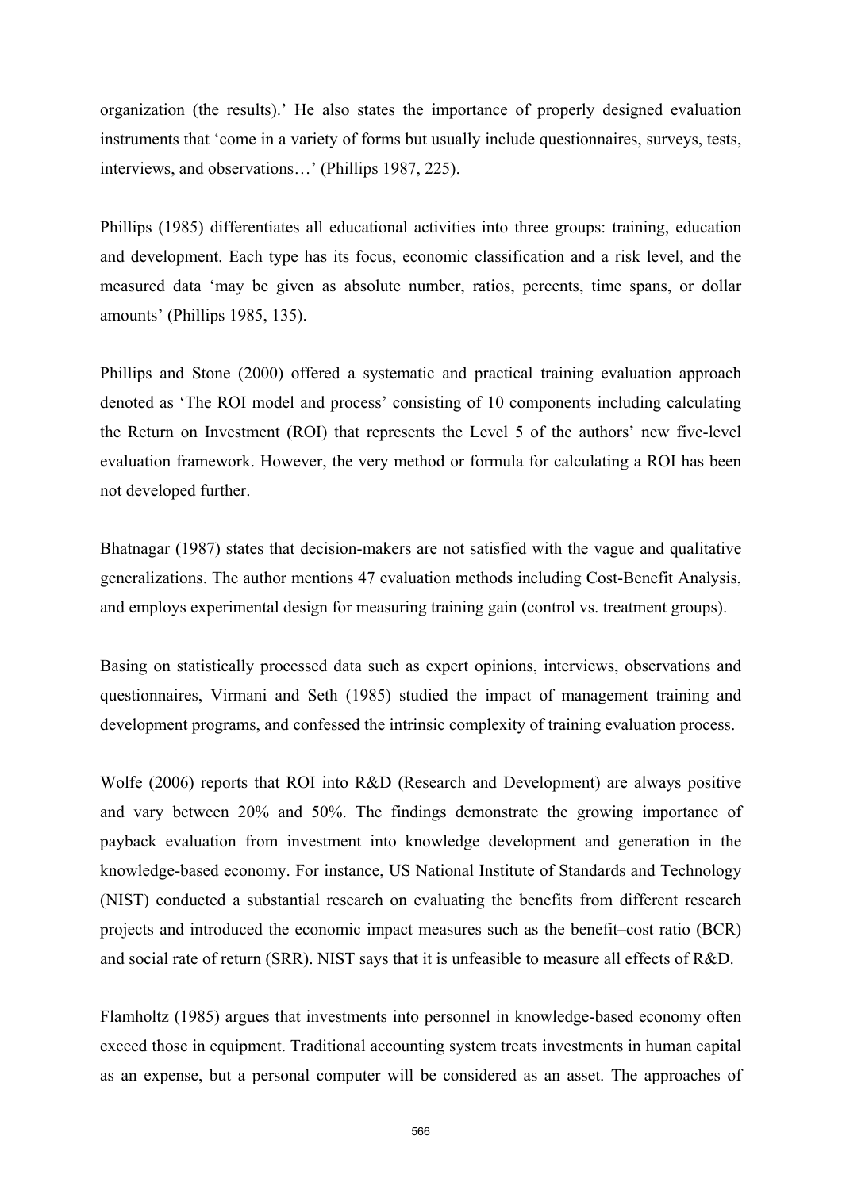organization (the results).' He also states the importance of properly designed evaluation instruments that 'come in a variety of forms but usually include questionnaires, surveys, tests, interviews, and observations…' (Phillips 1987, 225).

Phillips (1985) differentiates all educational activities into three groups: training, education and development. Each type has its focus, economic classification and a risk level, and the measured data 'may be given as absolute number, ratios, percents, time spans, or dollar amounts' (Phillips 1985, 135).

Phillips and Stone (2000) offered a systematic and practical training evaluation approach denoted as 'The ROI model and process' consisting of 10 components including calculating the Return on Investment (ROI) that represents the Level 5 of the authors' new five-level evaluation framework. However, the very method or formula for calculating a ROI has been not developed further.

Bhatnagar (1987) states that decision-makers are not satisfied with the vague and qualitative generalizations. The author mentions 47 evaluation methods including Cost-Benefit Analysis, and employs experimental design for measuring training gain (control vs. treatment groups).

Basing on statistically processed data such as expert opinions, interviews, observations and questionnaires, Virmani and Seth (1985) studied the impact of management training and development programs, and confessed the intrinsic complexity of training evaluation process.

Wolfe (2006) reports that ROI into R&D (Research and Development) are always positive and vary between 20% and 50%. The findings demonstrate the growing importance of payback evaluation from investment into knowledge development and generation in the knowledge-based economy. For instance, US National Institute of Standards and Technology (NIST) conducted a substantial research on evaluating the benefits from different research projects and introduced the economic impact measures such as the benefit–cost ratio (BCR) and social rate of return (SRR). NIST says that it is unfeasible to measure all effects of R&D.

Flamholtz (1985) argues that investments into personnel in knowledge-based economy often exceed those in equipment. Traditional accounting system treats investments in human capital as an expense, but a personal computer will be considered as an asset. The approaches of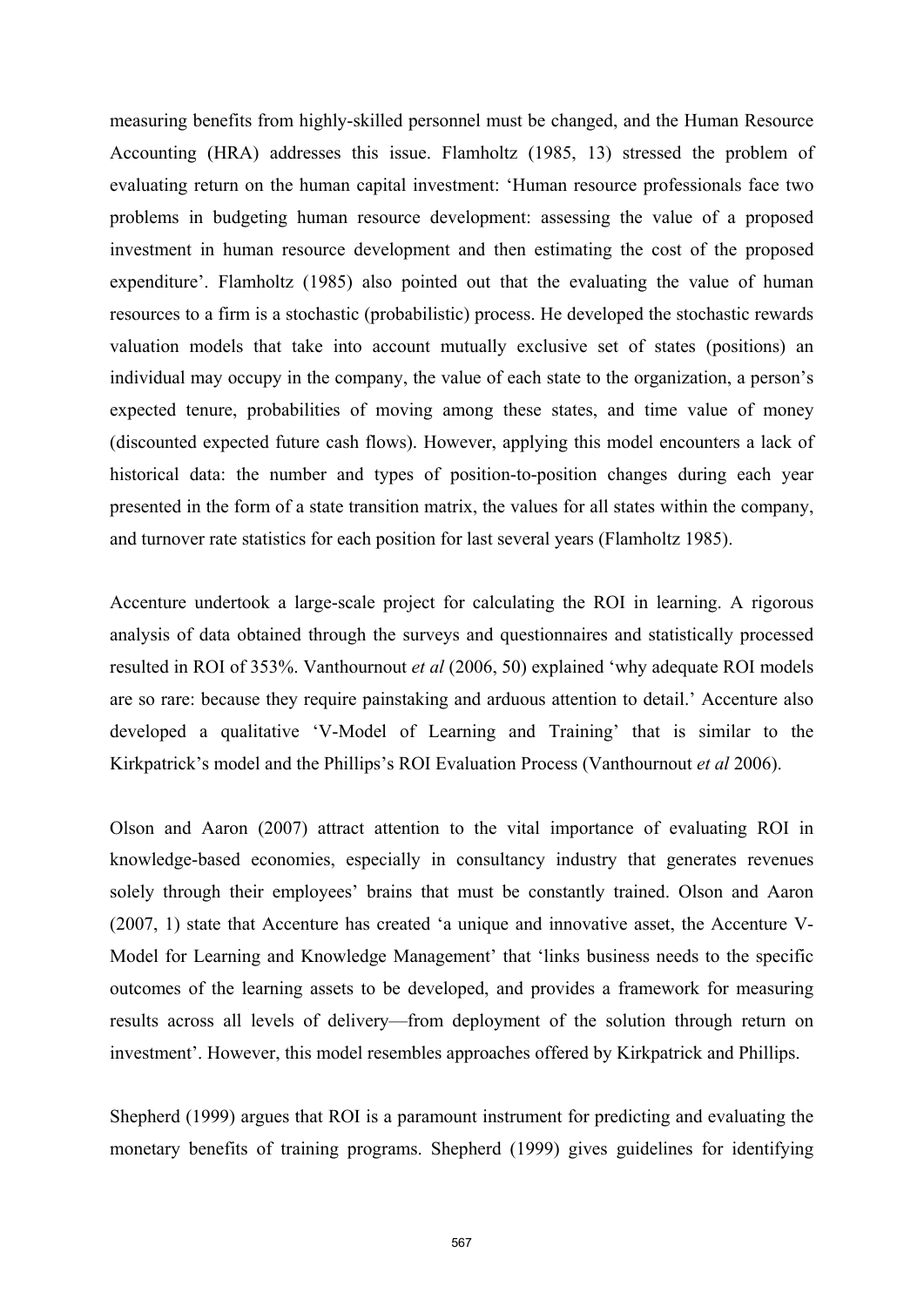measuring benefits from highly-skilled personnel must be changed, and the Human Resource Accounting (HRA) addresses this issue. Flamholtz (1985, 13) stressed the problem of evaluating return on the human capital investment: 'Human resource professionals face two problems in budgeting human resource development: assessing the value of a proposed investment in human resource development and then estimating the cost of the proposed expenditure'. Flamholtz (1985) also pointed out that the evaluating the value of human resources to a firm is a stochastic (probabilistic) process. He developed the stochastic rewards valuation models that take into account mutually exclusive set of states (positions) an individual may occupy in the company, the value of each state to the organization, a person's expected tenure, probabilities of moving among these states, and time value of money (discounted expected future cash flows). However, applying this model encounters a lack of historical data: the number and types of position-to-position changes during each year presented in the form of a state transition matrix, the values for all states within the company, and turnover rate statistics for each position for last several years (Flamholtz 1985).

Accenture undertook a large-scale project for calculating the ROI in learning. A rigorous analysis of data obtained through the surveys and questionnaires and statistically processed resulted in ROI of 353%. Vanthournout *et al* (2006, 50) explained 'why adequate ROI models are so rare: because they require painstaking and arduous attention to detail.' Accenture also developed a qualitative 'V-Model of Learning and Training' that is similar to the Kirkpatrick's model and the Phillips's ROI Evaluation Process (Vanthournout *et al* 2006).

Olson and Aaron (2007) attract attention to the vital importance of evaluating ROI in knowledge-based economies, especially in consultancy industry that generates revenues solely through their employees' brains that must be constantly trained. Olson and Aaron (2007, 1) state that Accenture has created 'a unique and innovative asset, the Accenture V-Model for Learning and Knowledge Management' that 'links business needs to the specific outcomes of the learning assets to be developed, and provides a framework for measuring results across all levels of delivery—from deployment of the solution through return on investment'. However, this model resembles approaches offered by Kirkpatrick and Phillips.

Shepherd (1999) argues that ROI is a paramount instrument for predicting and evaluating the monetary benefits of training programs. Shepherd (1999) gives guidelines for identifying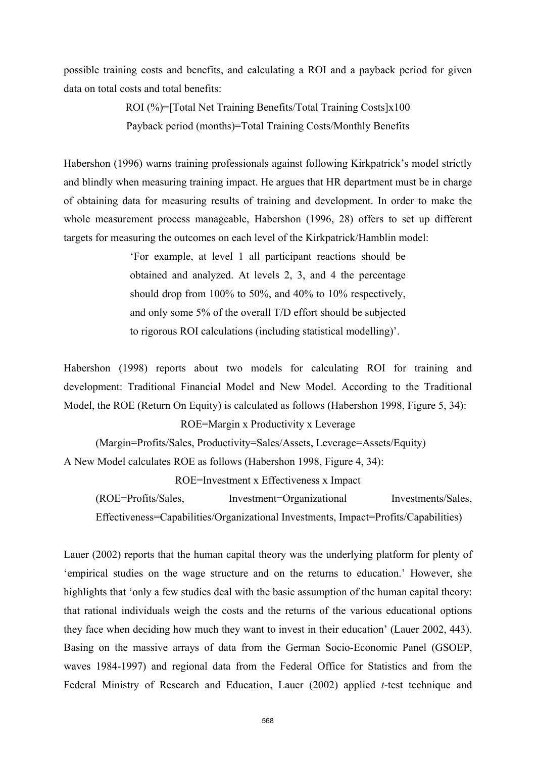possible training costs and benefits, and calculating a ROI and a payback period for given data on total costs and total benefits:

ROI (%)=[Total Net Training Benefits/Total Training Costs]x100

Payback period (months)=Total Training Costs/Monthly Benefits

Habershon (1996) warns training professionals against following Kirkpatrick's model strictly and blindly when measuring training impact. He argues that HR department must be in charge of obtaining data for measuring results of training and development. In order to make the whole measurement process manageable, Habershon (1996, 28) offers to set up different targets for measuring the outcomes on each level of the Kirkpatrick/Hamblin model:

> 'For example, at level 1 all participant reactions should be obtained and analyzed. At levels 2, 3, and 4 the percentage should drop from 100% to 50%, and 40% to 10% respectively, and only some 5% of the overall T/D effort should be subjected to rigorous ROI calculations (including statistical modelling)'.

Habershon (1998) reports about two models for calculating ROI for training and development: Traditional Financial Model and New Model. According to the Traditional Model, the ROE (Return On Equity) is calculated as follows (Habershon 1998, Figure 5, 34):

ROE=Margin x Productivity x Leverage

(Margin=Profits/Sales, Productivity=Sales/Assets, Leverage=Assets/Equity)

A New Model calculates ROE as follows (Habershon 1998, Figure 4, 34):

ROE=Investment x Effectiveness x Impact

(ROE=Profits/Sales, Investment=Organizational Investments/Sales, Effectiveness=Capabilities/Organizational Investments, Impact=Profits/Capabilities)

Lauer (2002) reports that the human capital theory was the underlying platform for plenty of 'empirical studies on the wage structure and on the returns to education.' However, she highlights that 'only a few studies deal with the basic assumption of the human capital theory: that rational individuals weigh the costs and the returns of the various educational options they face when deciding how much they want to invest in their education' (Lauer 2002, 443). Basing on the massive arrays of data from the German Socio-Economic Panel (GSOEP, waves 1984-1997) and regional data from the Federal Office for Statistics and from the Federal Ministry of Research and Education, Lauer (2002) applied *t*-test technique and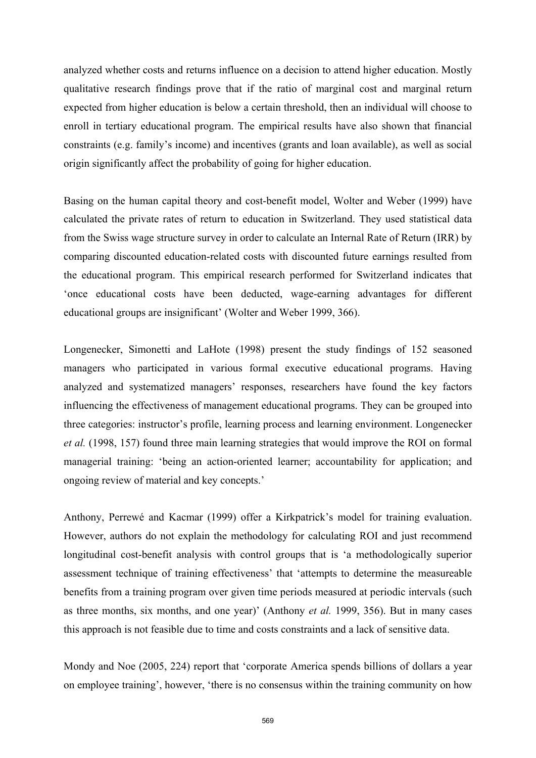analyzed whether costs and returns influence on a decision to attend higher education. Mostly qualitative research findings prove that if the ratio of marginal cost and marginal return expected from higher education is below a certain threshold, then an individual will choose to enroll in tertiary educational program. The empirical results have also shown that financial constraints (e.g. family's income) and incentives (grants and loan available), as well as social origin significantly affect the probability of going for higher education.

Basing on the human capital theory and cost-benefit model, Wolter and Weber (1999) have calculated the private rates of return to education in Switzerland. They used statistical data from the Swiss wage structure survey in order to calculate an Internal Rate of Return (IRR) by comparing discounted education-related costs with discounted future earnings resulted from the educational program. This empirical research performed for Switzerland indicates that 'once educational costs have been deducted, wage-earning advantages for different educational groups are insignificant' (Wolter and Weber 1999, 366).

Longenecker, Simonetti and LaHote (1998) present the study findings of 152 seasoned managers who participated in various formal executive educational programs. Having analyzed and systematized managers' responses, researchers have found the key factors influencing the effectiveness of management educational programs. They can be grouped into three categories: instructor's profile, learning process and learning environment. Longenecker *et al.* (1998, 157) found three main learning strategies that would improve the ROI on formal managerial training: 'being an action-oriented learner; accountability for application; and ongoing review of material and key concepts.'

Anthony, Perrewé and Kacmar (1999) offer a Kirkpatrick's model for training evaluation. However, authors do not explain the methodology for calculating ROI and just recommend longitudinal cost-benefit analysis with control groups that is 'a methodologically superior assessment technique of training effectiveness' that 'attempts to determine the measureable benefits from a training program over given time periods measured at periodic intervals (such as three months, six months, and one year)' (Anthony *et al.* 1999, 356). But in many cases this approach is not feasible due to time and costs constraints and a lack of sensitive data.

Mondy and Noe (2005, 224) report that 'corporate America spends billions of dollars a year on employee training', however, 'there is no consensus within the training community on how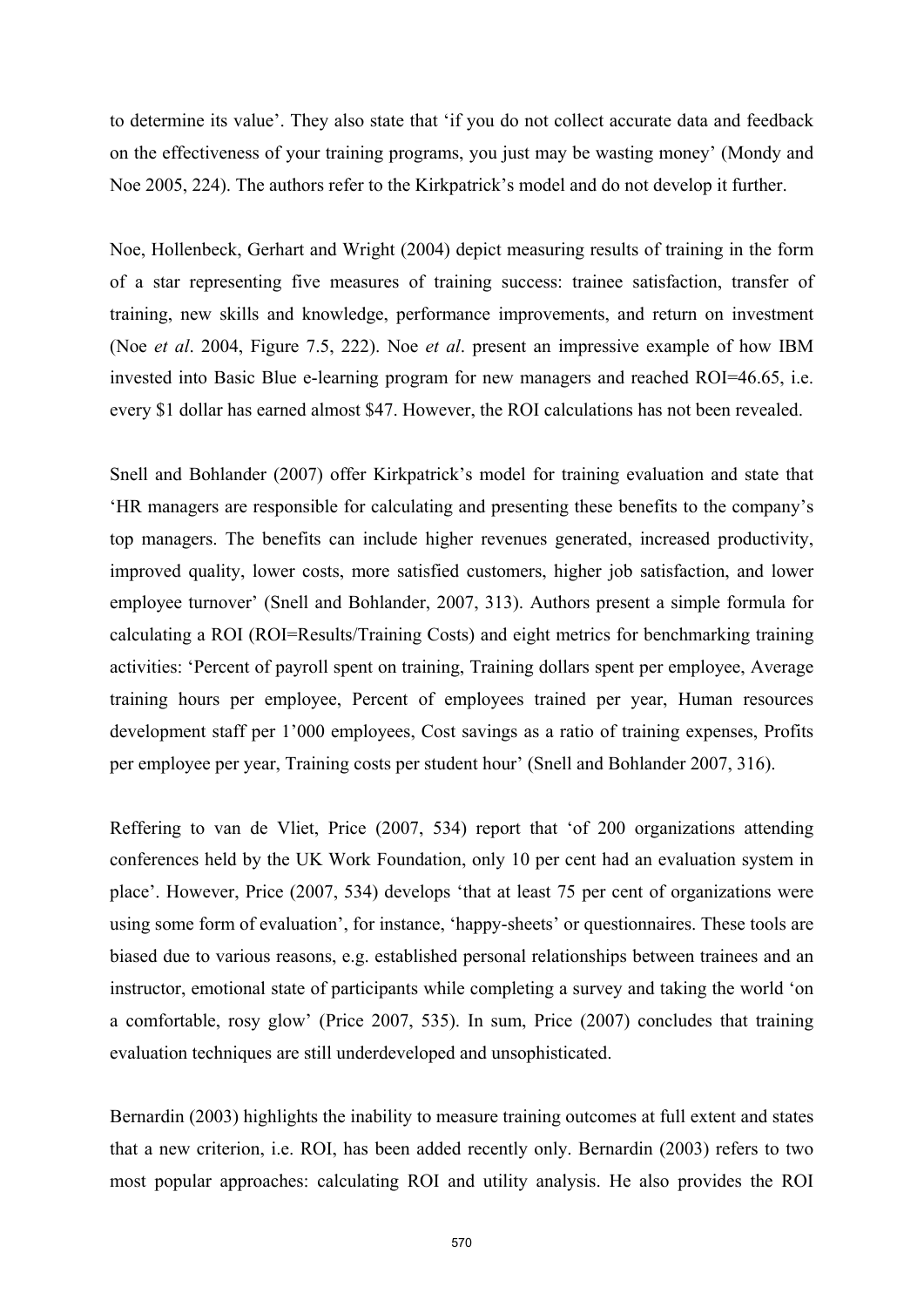to determine its value'. They also state that 'if you do not collect accurate data and feedback on the effectiveness of your training programs, you just may be wasting money' (Mondy and Noe 2005, 224). The authors refer to the Kirkpatrick's model and do not develop it further.

Noe, Hollenbeck, Gerhart and Wright (2004) depict measuring results of training in the form of a star representing five measures of training success: trainee satisfaction, transfer of training, new skills and knowledge, performance improvements, and return on investment (Noe *et al*. 2004, Figure 7.5, 222). Noe *et al*. present an impressive example of how IBM invested into Basic Blue e-learning program for new managers and reached ROI=46.65, i.e. every $1 dollar has earned almost $47. However, the ROI calculations has not been revealed.

Snell and Bohlander (2007) offer Kirkpatrick's model for training evaluation and state that 'HR managers are responsible for calculating and presenting these benefits to the company's top managers. The benefits can include higher revenues generated, increased productivity, improved quality, lower costs, more satisfied customers, higher job satisfaction, and lower employee turnover' (Snell and Bohlander, 2007, 313). Authors present a simple formula for calculating a ROI (ROI=Results/Training Costs) and eight metrics for benchmarking training activities: 'Percent of payroll spent on training, Training dollars spent per employee, Average training hours per employee, Percent of employees trained per year, Human resources development staff per 1'000 employees, Cost savings as a ratio of training expenses, Profits per employee per year, Training costs per student hour' (Snell and Bohlander 2007, 316).

Reffering to van de Vliet, Price (2007, 534) report that 'of 200 organizations attending conferences held by the UK Work Foundation, only 10 per cent had an evaluation system in place'. However, Price (2007, 534) develops 'that at least 75 per cent of organizations were using some form of evaluation', for instance, 'happy-sheets' or questionnaires. These tools are biased due to various reasons, e.g. established personal relationships between trainees and an instructor, emotional state of participants while completing a survey and taking the world 'on a comfortable, rosy glow' (Price 2007, 535). In sum, Price (2007) concludes that training evaluation techniques are still underdeveloped and unsophisticated.

Bernardin (2003) highlights the inability to measure training outcomes at full extent and states that a new criterion, i.e. ROI, has been added recently only. Bernardin (2003) refers to two most popular approaches: calculating ROI and utility analysis. He also provides the ROI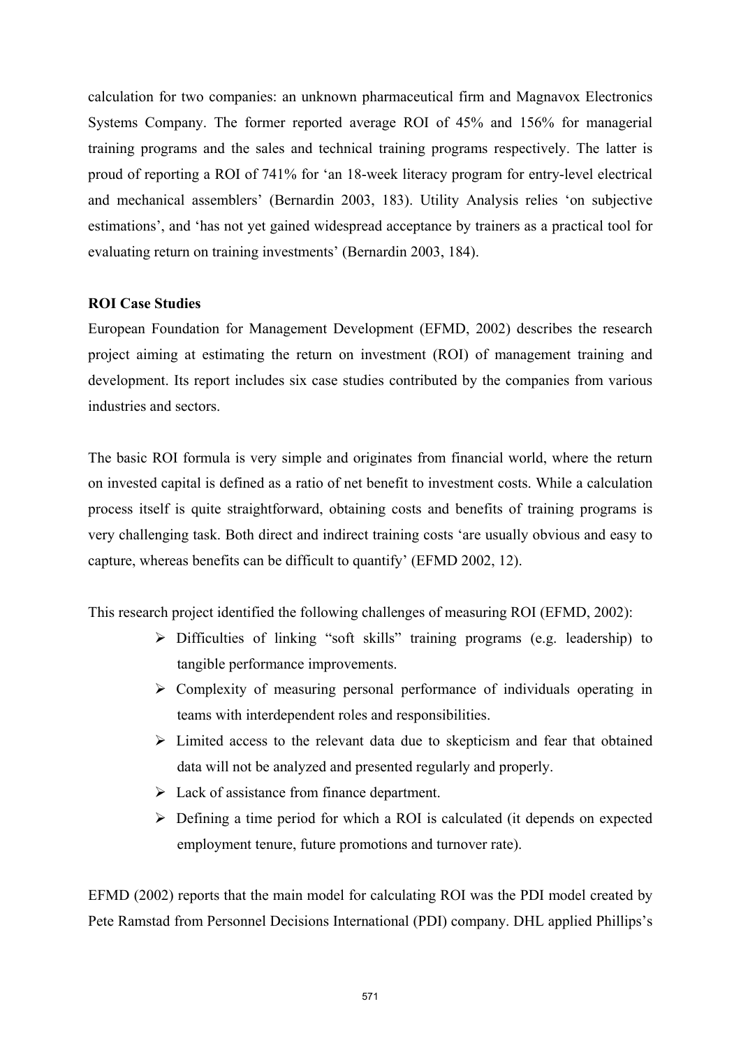calculation for two companies: an unknown pharmaceutical firm and Magnavox Electronics Systems Company. The former reported average ROI of 45% and 156% for managerial training programs and the sales and technical training programs respectively. The latter is proud of reporting a ROI of 741% for 'an 18-week literacy program for entry-level electrical and mechanical assemblers' (Bernardin 2003, 183). Utility Analysis relies 'on subjective estimations', and 'has not yet gained widespread acceptance by trainers as a practical tool for evaluating return on training investments' (Bernardin 2003, 184).

**ROI Case Studies**

European Foundation for Management Development (EFMD, 2002) describes the research project aiming at estimating the return on investment (ROI) of management training and development. Its report includes six case studies contributed by the companies from various industries and sectors.

The basic ROI formula is very simple and originates from financial world, where the return on invested capital is defined as a ratio of net benefit to investment costs. While a calculation process itself is quite straightforward, obtaining costs and benefits of training programs is very challenging task. Both direct and indirect training costs 'are usually obvious and easy to capture, whereas benefits can be difficult to quantify' (EFMD 2002, 12).

This research project identified the following challenges of measuring ROI (EFMD, 2002):

- Difficulties of linking "soft skills" training programs (e.g. leadership) to tangible performance improvements.
- Complexity of measuring personal performance of individuals operating in teams with interdependent roles and responsibilities.
- Limited access to the relevant data due to skepticism and fear that obtained data will not be analyzed and presented regularly and properly.
- Lack of assistance from finance department.
- Defining a time period for which a ROI is calculated (it depends on expected employment tenure, future promotions and turnover rate).

EFMD (2002) reports that the main model for calculating ROI was the PDI model created by Pete Ramstad from Personnel Decisions International (PDI) company. DHL applied Phillips's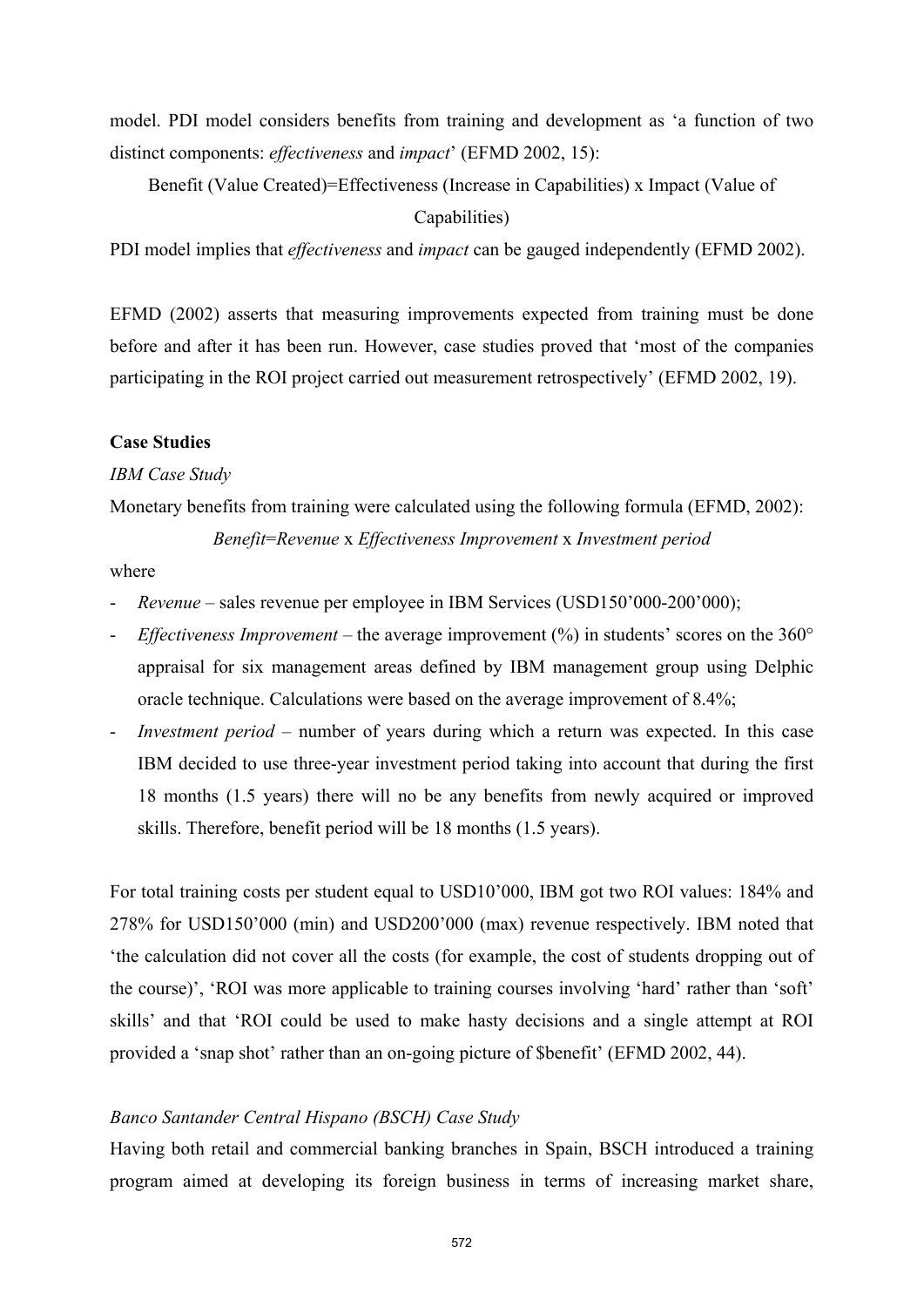model. PDI model considers benefits from training and development as 'a function of two distinct components: *effectiveness* and *impact*' (EFMD 2002, 15):

Benefit (Value Created)=Effectiveness (Increase in Capabilities) x Impact (Value of Capabilities)

PDI model implies that *effectiveness* and *impact* can be gauged independently (EFMD 2002).

EFMD (2002) asserts that measuring improvements expected from training must be done before and after it has been run. However, case studies proved that 'most of the companies participating in the ROI project carried out measurement retrospectively' (EFMD 2002, 19).

**Case Studies**

*IBM Case Study*

Monetary benefits from training were calculated using the following formula (EFMD, 2002):

*Benefit*=*Revenue* x *Effectiveness Improvement* x *Investment period*

where

- *Revenue* – sales revenue per employee in IBM Services (USD150'000-200'000);
- *Effectiveness Improvement* – the average improvement (%) in students' scores on the 360° appraisal for six management areas defined by IBM management group using Delphic oracle technique. Calculations were based on the average improvement of 8.4%;
- *Investment period* – number of years during which a return was expected. In this case IBM decided to use three-year investment period taking into account that during the first 18 months (1.5 years) there will no be any benefits from newly acquired or improved skills. Therefore, benefit period will be 18 months (1.5 years).

For total training costs per student equal to USD10'000, IBM got two ROI values: 184% and 278% for USD150'000 (min) and USD200'000 (max) revenue respectively. IBM noted that 'the calculation did not cover all the costs (for example, the cost of students dropping out of the course)', 'ROI was more applicable to training courses involving 'hard' rather than 'soft' skills' and that 'ROI could be used to make hasty decisions and a single attempt at ROI provided a 'snap shot' rather than an on-going picture of $benefit' (EFMD 2002, 44).

*Banco Santander Central Hispano (BSCH) Case Study*

Having both retail and commercial banking branches in Spain, BSCH introduced a training program aimed at developing its foreign business in terms of increasing market share,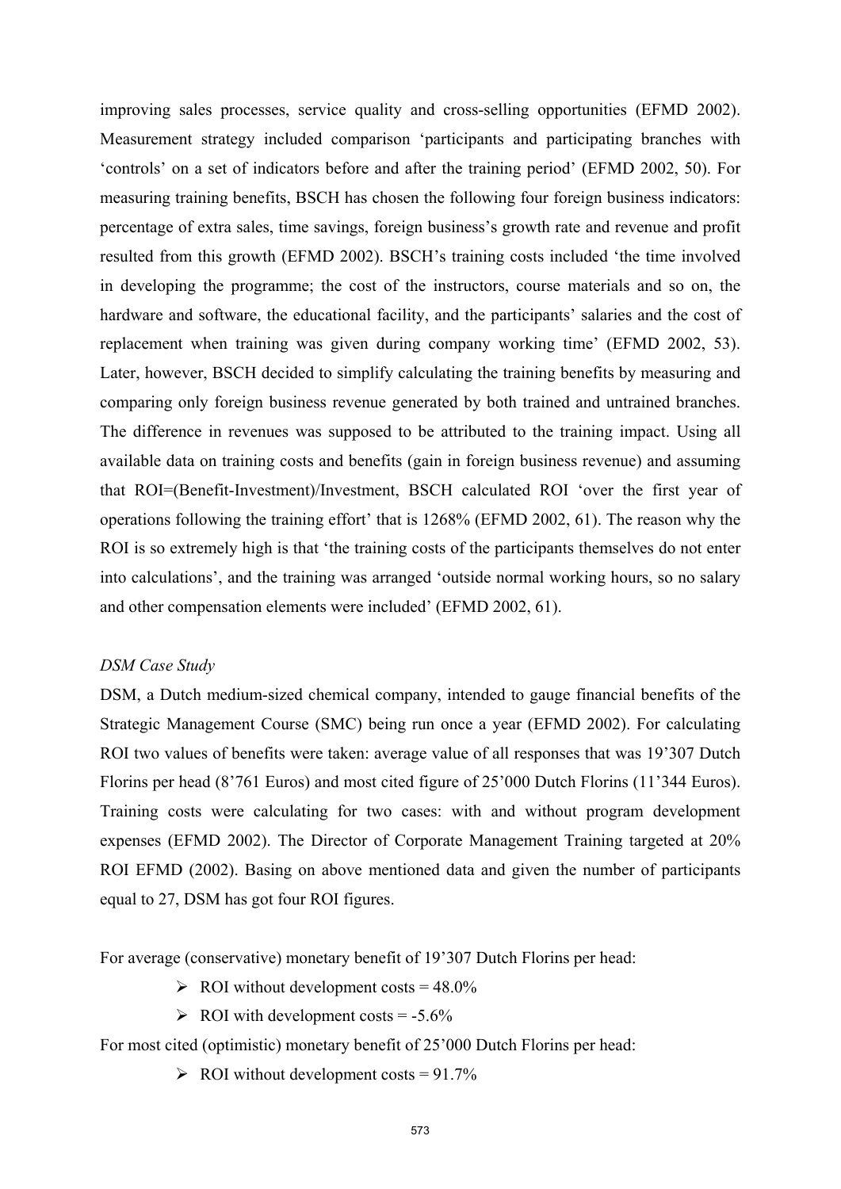improving sales processes, service quality and cross-selling opportunities (EFMD 2002). Measurement strategy included comparison 'participants and participating branches with 'controls' on a set of indicators before and after the training period' (EFMD 2002, 50). For measuring training benefits, BSCH has chosen the following four foreign business indicators: percentage of extra sales, time savings, foreign business's growth rate and revenue and profit resulted from this growth (EFMD 2002). BSCH's training costs included 'the time involved in developing the programme; the cost of the instructors, course materials and so on, the hardware and software, the educational facility, and the participants' salaries and the cost of replacement when training was given during company working time' (EFMD 2002, 53). Later, however, BSCH decided to simplify calculating the training benefits by measuring and comparing only foreign business revenue generated by both trained and untrained branches. The difference in revenues was supposed to be attributed to the training impact. Using all available data on training costs and benefits (gain in foreign business revenue) and assuming that ROI=(Benefit-Investment)/Investment, BSCH calculated ROI 'over the first year of operations following the training effort' that is 1268% (EFMD 2002, 61). The reason why the ROI is so extremely high is that 'the training costs of the participants themselves do not enter into calculations', and the training was arranged 'outside normal working hours, so no salary and other compensation elements were included' (EFMD 2002, 61).

*DSM Case Study*

DSM, a Dutch medium-sized chemical company, intended to gauge financial benefits of the Strategic Management Course (SMC) being run once a year (EFMD 2002). For calculating ROI two values of benefits were taken: average value of all responses that was 19'307 Dutch Florins per head (8'761 Euros) and most cited figure of 25'000 Dutch Florins (11'344 Euros). Training costs were calculating for two cases: with and without program development expenses (EFMD 2002). The Director of Corporate Management Training targeted at 20% ROI EFMD (2002). Basing on above mentioned data and given the number of participants equal to 27, DSM has got four ROI figures.

For average (conservative) monetary benefit of 19'307 Dutch Florins per head:

- ROI without development costs = 48.0%
- ROI with development costs = -5.6%

For most cited (optimistic) monetary benefit of 25'000 Dutch Florins per head:

- ROI without development costs = 91.7%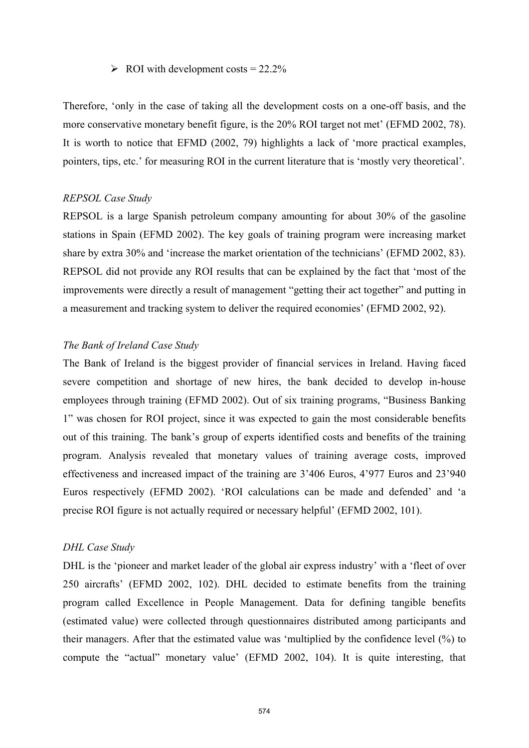- ROI with development costs = 22.2%

Therefore, 'only in the case of taking all the development costs on a one-off basis, and the more conservative monetary benefit figure, is the 20% ROI target not met' (EFMD 2002, 78). It is worth to notice that EFMD (2002, 79) highlights a lack of 'more practical examples, pointers, tips, etc.' for measuring ROI in the current literature that is 'mostly very theoretical'.

*REPSOL Case Study*

REPSOL is a large Spanish petroleum company amounting for about 30% of the gasoline stations in Spain (EFMD 2002). The key goals of training program were increasing market share by extra 30% and 'increase the market orientation of the technicians' (EFMD 2002, 83). REPSOL did not provide any ROI results that can be explained by the fact that 'most of the improvements were directly a result of management "getting their act together" and putting in a measurement and tracking system to deliver the required economies' (EFMD 2002, 92).

*The Bank of Ireland Case Study*

The Bank of Ireland is the biggest provider of financial services in Ireland. Having faced severe competition and shortage of new hires, the bank decided to develop in-house employees through training (EFMD 2002). Out of six training programs, "Business Banking 1" was chosen for ROI project, since it was expected to gain the most considerable benefits out of this training. The bank's group of experts identified costs and benefits of the training program. Analysis revealed that monetary values of training average costs, improved effectiveness and increased impact of the training are 3'406 Euros, 4'977 Euros and 23'940 Euros respectively (EFMD 2002). 'ROI calculations can be made and defended' and 'a precise ROI figure is not actually required or necessary helpful' (EFMD 2002, 101).

*DHL Case Study*

DHL is the 'pioneer and market leader of the global air express industry' with a 'fleet of over 250 aircrafts' (EFMD 2002, 102). DHL decided to estimate benefits from the training program called Excellence in People Management. Data for defining tangible benefits (estimated value) were collected through questionnaires distributed among participants and their managers. After that the estimated value was 'multiplied by the confidence level (%) to compute the "actual" monetary value' (EFMD 2002, 104). It is quite interesting, that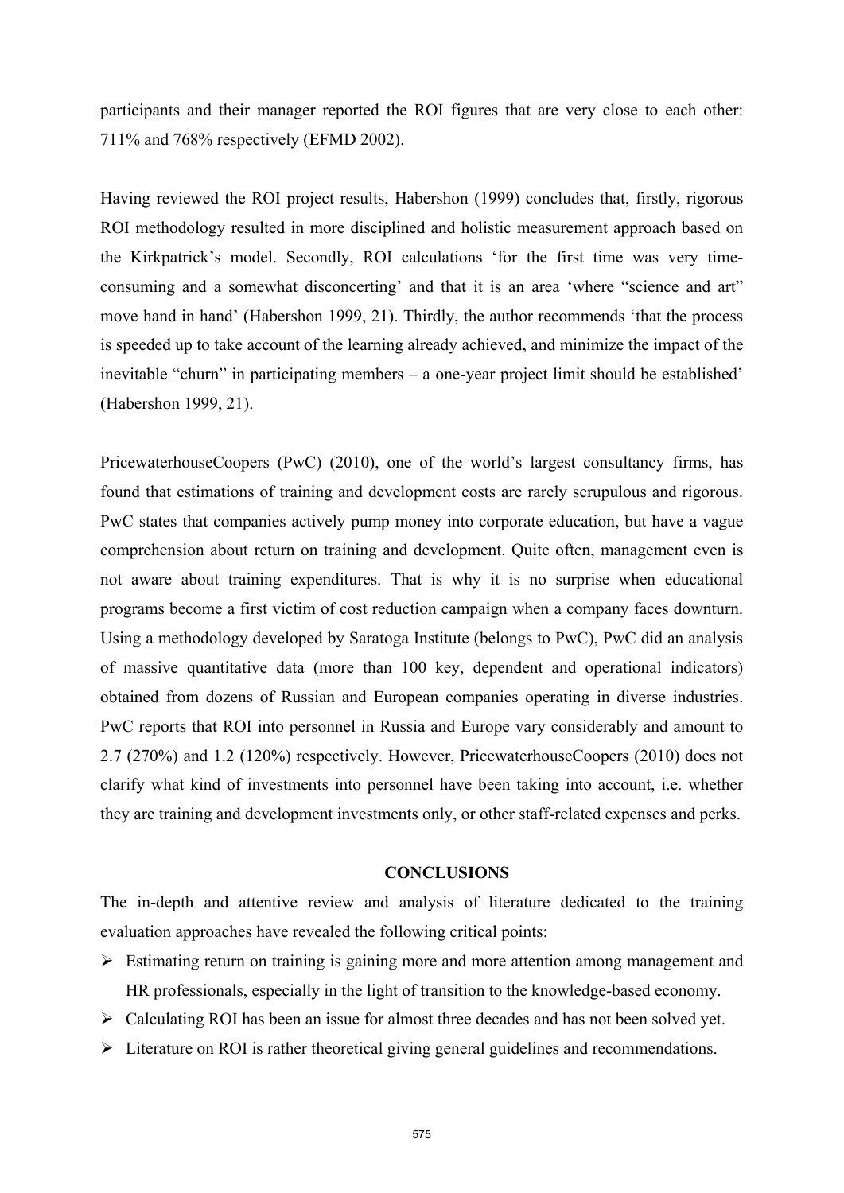participants and their manager reported the ROI figures that are very close to each other: 711% and 768% respectively (EFMD 2002).

Having reviewed the ROI project results, Habershon (1999) concludes that, firstly, rigorous ROI methodology resulted in more disciplined and holistic measurement approach based on the Kirkpatrick's model. Secondly, ROI calculations 'for the first time was very time-consuming and a somewhat disconcerting' and that it is an area 'where "science and art" move hand in hand' (Habershon 1999, 21). Thirdly, the author recommends 'that the process is speeded up to take account of the learning already achieved, and minimize the impact of the inevitable "churn" in participating members – a one-year project limit should be established' (Habershon 1999, 21).

PricewaterhouseCoopers (PwC) (2010), one of the world's largest consultancy firms, has found that estimations of training and development costs are rarely scrupulous and rigorous. PwC states that companies actively pump money into corporate education, but have a vague comprehension about return on training and development. Quite often, management even is not aware about training expenditures. That is why it is no surprise when educational programs become a first victim of cost reduction campaign when a company faces downturn. Using a methodology developed by Saratoga Institute (belongs to PwC), PwC did an analysis of massive quantitative data (more than 100 key, dependent and operational indicators) obtained from dozens of Russian and European companies operating in diverse industries. PwC reports that ROI into personnel in Russia and Europe vary considerably and amount to 2.7 (270%) and 1.2 (120%) respectively. However, PricewaterhouseCoopers (2010) does not clarify what kind of investments into personnel have been taking into account, i.e. whether they are training and development investments only, or other staff-related expenses and perks.

## CONCLUSIONS

The in-depth and attentive review and analysis of literature dedicated to the training evaluation approaches have revealed the following critical points:

- Estimating return on training is gaining more and more attention among management and HR professionals, especially in the light of transition to the knowledge-based economy.
- Calculating ROI has been an issue for almost three decades and has not been solved yet.
- Literature on ROI is rather theoretical giving general guidelines and recommendations.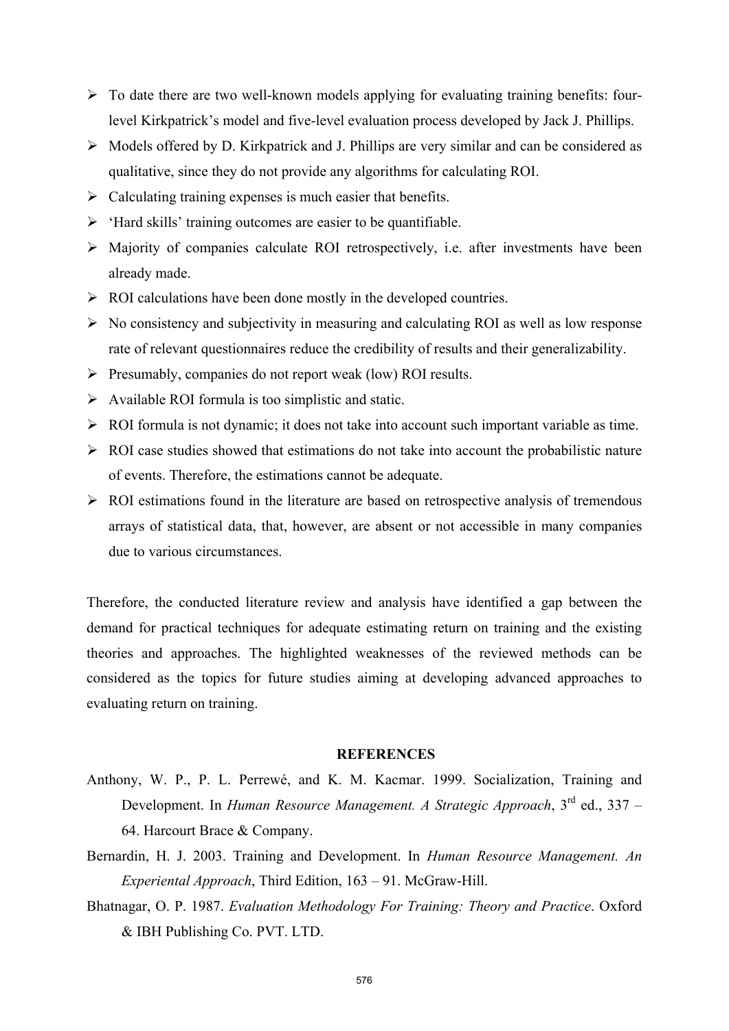- To date there are two well-known models applying for evaluating training benefits: four-level Kirkpatrick's model and five-level evaluation process developed by Jack J. Phillips.
- Models offered by D. Kirkpatrick and J. Phillips are very similar and can be considered as qualitative, since they do not provide any algorithms for calculating ROI.
- Calculating training expenses is much easier that benefits.
- 'Hard skills' training outcomes are easier to be quantifiable.
- Majority of companies calculate ROI retrospectively, i.e. after investments have been already made.
- ROI calculations have been done mostly in the developed countries.
- No consistency and subjectivity in measuring and calculating ROI as well as low response rate of relevant questionnaires reduce the credibility of results and their generalizability.
- Presumably, companies do not report weak (low) ROI results.
- Available ROI formula is too simplistic and static.
- ROI formula is not dynamic; it does not take into account such important variable as time.
- ROI case studies showed that estimations do not take into account the probabilistic nature of events. Therefore, the estimations cannot be adequate.
- ROI estimations found in the literature are based on retrospective analysis of tremendous arrays of statistical data, that, however, are absent or not accessible in many companies due to various circumstances.

Therefore, the conducted literature review and analysis have identified a gap between the demand for practical techniques for adequate estimating return on training and the existing theories and approaches. The highlighted weaknesses of the reviewed methods can be considered as the topics for future studies aiming at developing advanced approaches to evaluating return on training.

## REFERENCES

Anthony, W. P., P. L. Perrewé, and K. M. Kacmar. 1999. Socialization, Training and Development. In *Human Resource Management. A Strategic Approach*, 3rd ed., 337 – 64. Harcourt Brace & Company.

Bernardin, H. J. 2003. Training and Development. In *Human Resource Management. An Experiental Approach*, Third Edition, 163 – 91. McGraw-Hill.

Bhatnagar, O. P. 1987. *Evaluation Methodology For Training: Theory and Practice*. Oxford & IBH Publishing Co. PVT. LTD.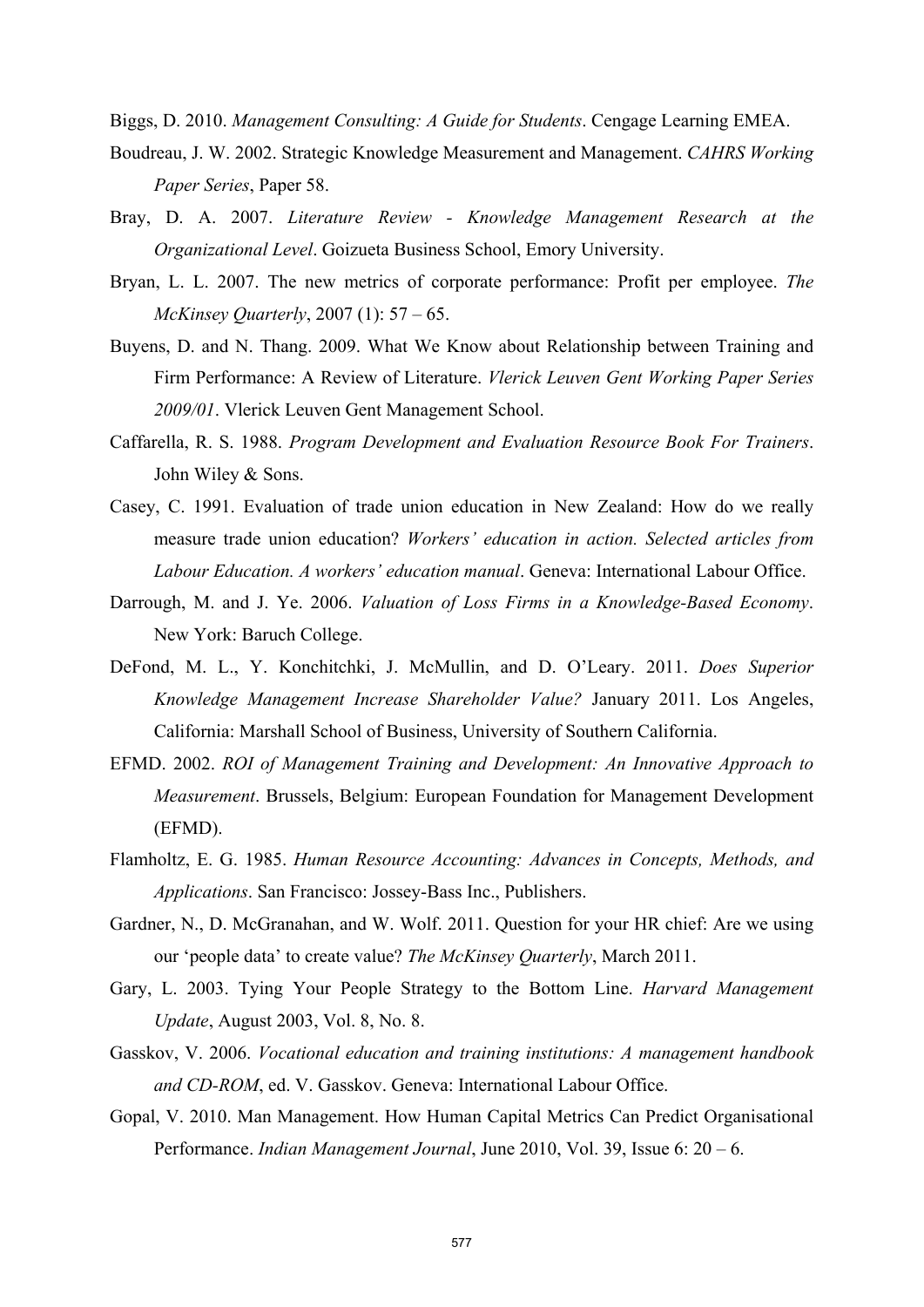Biggs, D. 2010. *Management Consulting: A Guide for Students*. Cengage Learning EMEA.

Boudreau, J. W. 2002. Strategic Knowledge Measurement and Management. *CAHRS Working Paper Series*, Paper 58.

Bray, D. A. 2007. *Literature Review - Knowledge Management Research at the Organizational Level*. Goizueta Business School, Emory University.

Bryan, L. L. 2007. The new metrics of corporate performance: Profit per employee. *The McKinsey Quarterly*, 2007 (1): 57 – 65.

Buyens, D. and N. Thang. 2009. What We Know about Relationship between Training and Firm Performance: A Review of Literature. *Vlerick Leuven Gent Working Paper Series 2009/01*. Vlerick Leuven Gent Management School.

Caffarella, R. S. 1988. *Program Development and Evaluation Resource Book For Trainers*. John Wiley & Sons.

Casey, C. 1991. Evaluation of trade union education in New Zealand: How do we really measure trade union education? *Workers' education in action. Selected articles from Labour Education. A workers' education manual*. Geneva: International Labour Office.

Darrough, M. and J. Ye. 2006. *Valuation of Loss Firms in a Knowledge-Based Economy*. New York: Baruch College.

DeFond, M. L., Y. Konchitchki, J. McMullin, and D. O'Leary. 2011. *Does Superior Knowledge Management Increase Shareholder Value?* January 2011. Los Angeles, California: Marshall School of Business, University of Southern California.

EFMD. 2002. *ROI of Management Training and Development: An Innovative Approach to Measurement*. Brussels, Belgium: European Foundation for Management Development (EFMD).

Flamholtz, E. G. 1985. *Human Resource Accounting: Advances in Concepts, Methods, and Applications*. San Francisco: Jossey-Bass Inc., Publishers.

Gardner, N., D. McGranahan, and W. Wolf. 2011. Question for your HR chief: Are we using our 'people data' to create value? *The McKinsey Quarterly*, March 2011.

Gary, L. 2003. Tying Your People Strategy to the Bottom Line. *Harvard Management Update*, August 2003, Vol. 8, No. 8.

Gasskov, V. 2006. *Vocational education and training institutions: A management handbook and CD-ROM*, ed. V. Gasskov. Geneva: International Labour Office.

Gopal, V. 2010. Man Management. How Human Capital Metrics Can Predict Organisational Performance. *Indian Management Journal*, June 2010, Vol. 39, Issue 6: 20 – 6.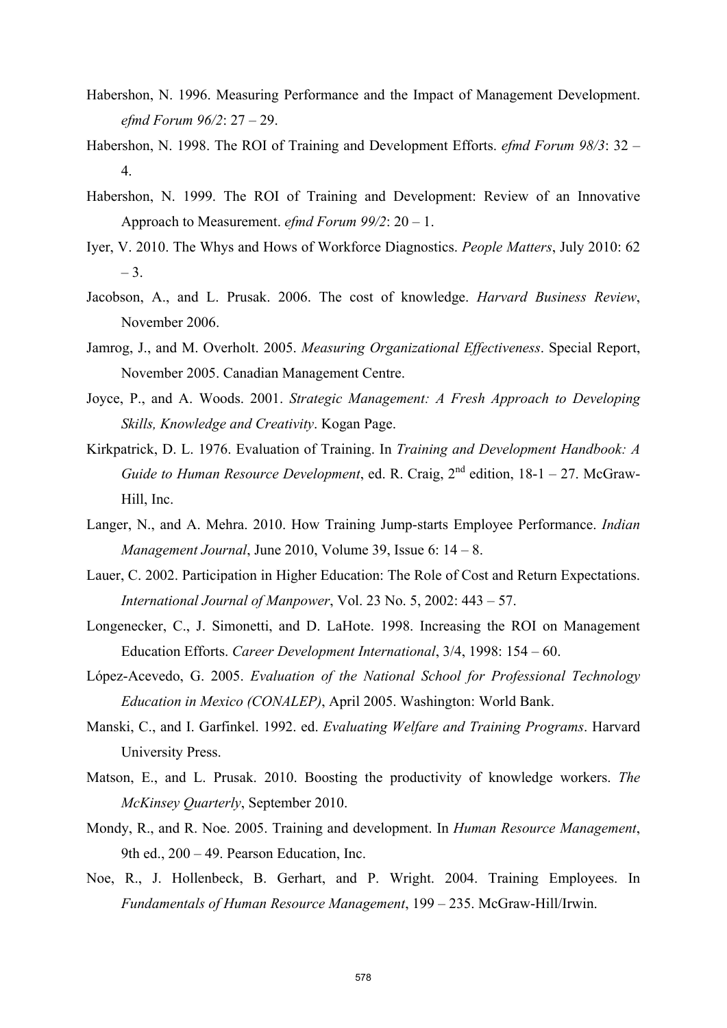Habershon, N. 1996. Measuring Performance and the Impact of Management Development. *efmd Forum 96/2*: 27 – 29.

Habershon, N. 1998. The ROI of Training and Development Efforts. *efmd Forum 98/3*: 32 – 4.

Habershon, N. 1999. The ROI of Training and Development: Review of an Innovative Approach to Measurement. *efmd Forum 99/2*: 20 – 1.

Iyer, V. 2010. The Whys and Hows of Workforce Diagnostics. *People Matters*, July 2010: 62 – 3.

Jacobson, A., and L. Prusak. 2006. The cost of knowledge. *Harvard Business Review*, November 2006.

Jamrog, J., and M. Overholt. 2005. *Measuring Organizational Effectiveness*. Special Report, November 2005. Canadian Management Centre.

Joyce, P., and A. Woods. 2001. *Strategic Management: A Fresh Approach to Developing Skills, Knowledge and Creativity*. Kogan Page.

Kirkpatrick, D. L. 1976. Evaluation of Training. In *Training and Development Handbook: A Guide to Human Resource Development*, ed. R. Craig, 2nd edition, 18-1 – 27. McGraw-Hill, Inc.

Langer, N., and A. Mehra. 2010. How Training Jump-starts Employee Performance. *Indian Management Journal*, June 2010, Volume 39, Issue 6: 14 – 8.

Lauer, C. 2002. Participation in Higher Education: The Role of Cost and Return Expectations. *International Journal of Manpower*, Vol. 23 No. 5, 2002: 443 – 57.

Longenecker, C., J. Simonetti, and D. LaHote. 1998. Increasing the ROI on Management Education Efforts. *Career Development International*, 3/4, 1998: 154 – 60.

López-Acevedo, G. 2005. *Evaluation of the National School for Professional Technology Education in Mexico (CONALEP)*, April 2005. Washington: World Bank.

Manski, C., and I. Garfinkel. 1992. ed. *Evaluating Welfare and Training Programs*. Harvard University Press.

Matson, E., and L. Prusak. 2010. Boosting the productivity of knowledge workers. *The McKinsey Quarterly*, September 2010.

Mondy, R., and R. Noe. 2005. Training and development. In *Human Resource Management*, 9th ed., 200 – 49. Pearson Education, Inc.

Noe, R., J. Hollenbeck, B. Gerhart, and P. Wright. 2004. Training Employees. In *Fundamentals of Human Resource Management*, 199 – 235. McGraw-Hill/Irwin.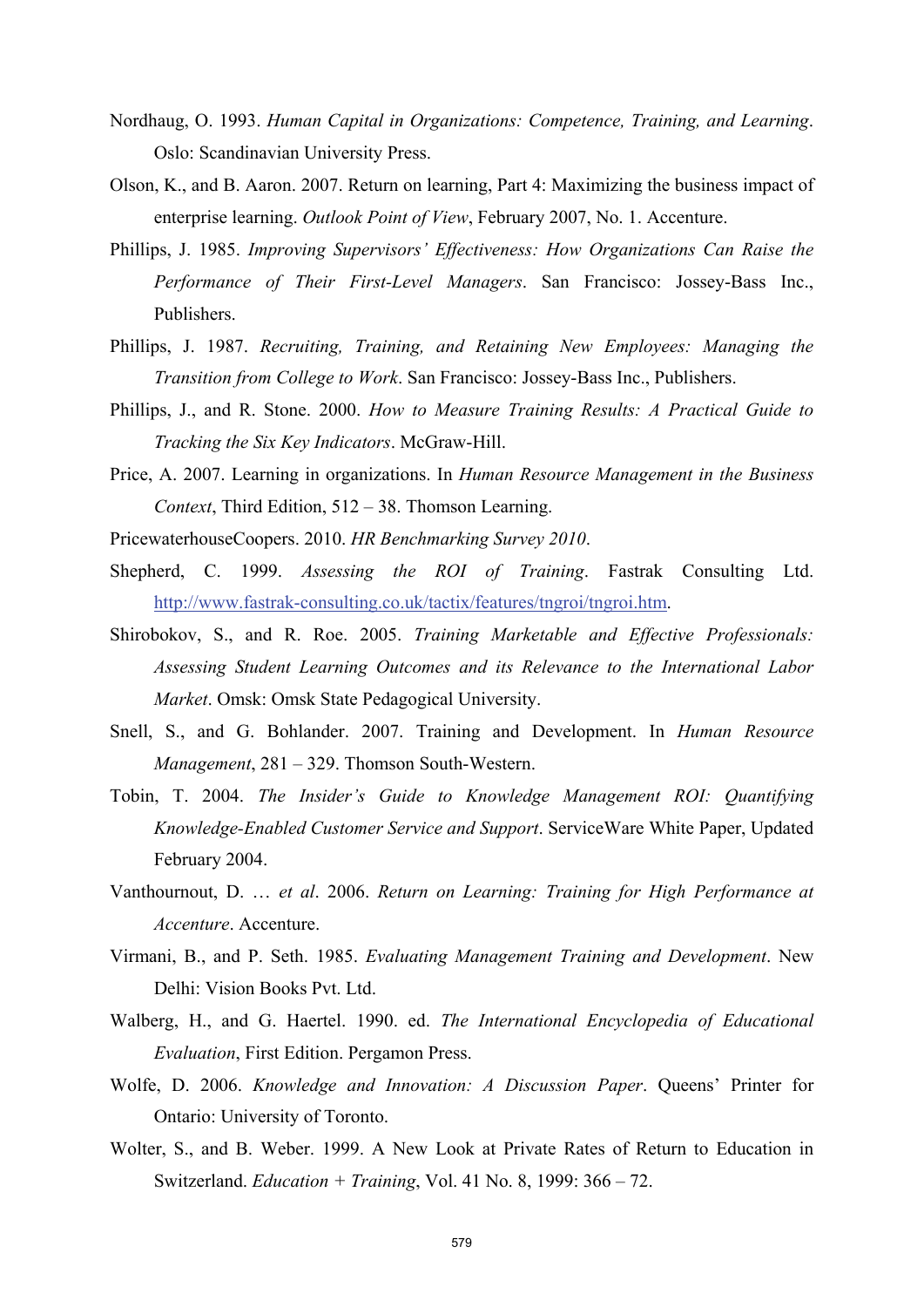Nordhaug, O. 1993. *Human Capital in Organizations: Competence, Training, and Learning*. Oslo: Scandinavian University Press.

Olson, K., and B. Aaron. 2007. Return on learning, Part 4: Maximizing the business impact of enterprise learning. *Outlook Point of View*, February 2007, No. 1. Accenture.

Phillips, J. 1985. *Improving Supervisors' Effectiveness: How Organizations Can Raise the Performance of Their First-Level Managers*. San Francisco: Jossey-Bass Inc., Publishers.

Phillips, J. 1987. *Recruiting, Training, and Retaining New Employees: Managing the Transition from College to Work*. San Francisco: Jossey-Bass Inc., Publishers.

Phillips, J., and R. Stone. 2000. *How to Measure Training Results: A Practical Guide to Tracking the Six Key Indicators*. McGraw-Hill.

Price, A. 2007. Learning in organizations. In *Human Resource Management in the Business Context*, Third Edition, 512 – 38. Thomson Learning.

PricewaterhouseCoopers. 2010. *HR Benchmarking Survey 2010*.

Shepherd, C. 1999. *Assessing the ROI of Training*. Fastrak Consulting Ltd. http://www.fastrak-consulting.co.uk/tactix/features/tngroi/tngroi.htm.

Shirobokov, S., and R. Roe. 2005. *Training Marketable and Effective Professionals: Assessing Student Learning Outcomes and its Relevance to the International Labor Market*. Omsk: Omsk State Pedagogical University.

Snell, S., and G. Bohlander. 2007. Training and Development. In *Human Resource Management*, 281 – 329. Thomson South-Western.

Tobin, T. 2004. *The Insider's Guide to Knowledge Management ROI: Quantifying Knowledge-Enabled Customer Service and Support*. ServiceWare White Paper, Updated February 2004.

Vanthournout, D. … *et al*. 2006. *Return on Learning: Training for High Performance at Accenture*. Accenture.

Virmani, B., and P. Seth. 1985. *Evaluating Management Training and Development*. New Delhi: Vision Books Pvt. Ltd.

Walberg, H., and G. Haertel. 1990. ed. *The International Encyclopedia of Educational Evaluation*, First Edition. Pergamon Press.

Wolfe, D. 2006. *Knowledge and Innovation: A Discussion Paper*. Queens' Printer for Ontario: University of Toronto.

Wolter, S., and B. Weber. 1999. A New Look at Private Rates of Return to Education in Switzerland. *Education + Training*, Vol. 41 No. 8, 1999: 366 – 72.